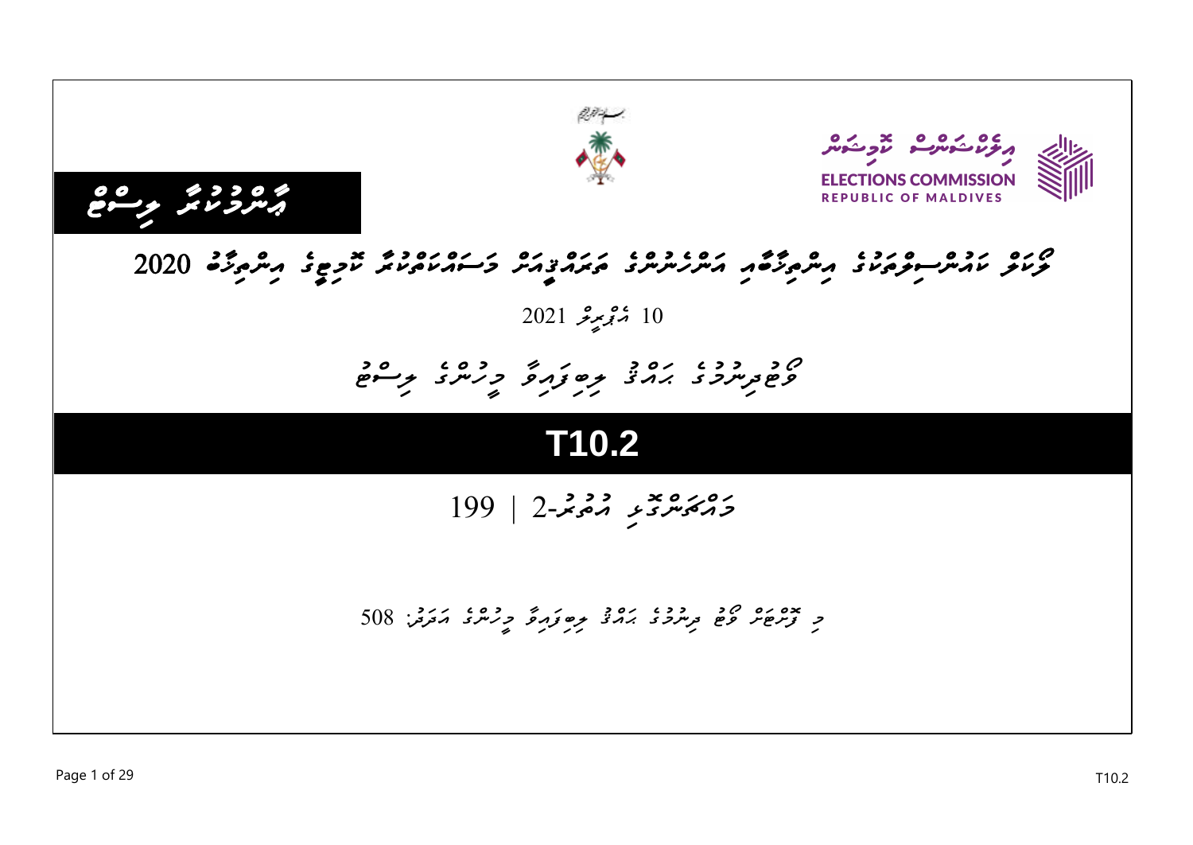އިލެކްޝަންސް ކޮމިޝަން

ELECTIONS COMMISSION
REPUBLIC OF MALDIVES

# އާންމުކުރާ ލިސްޓު

## ލޯކަލް ކައުންސިލްތަކުގެ އިންތިޚާބާއި އަންހެނުންގެ ތަރައްޤީއަށް މަސައްކަތްކުރާ ކޮމިޓީގެ އިންތިޚާބު 2020

10 އެޕްރީލް 2021

## ވޯޓުދިނުމުގެ ހައްޤު ލިބިފައިވާ މީހުންގެ ލިސްޓު

# T10.2

## މައްޗަންގޮޅި އުތުރު-2 | 199

މި ފޮށްޓަށް ވޯޓު ދިނުމުގެ ހައްޤު ލިބިފައިވާ މީހުންގެ އަދަދު: 508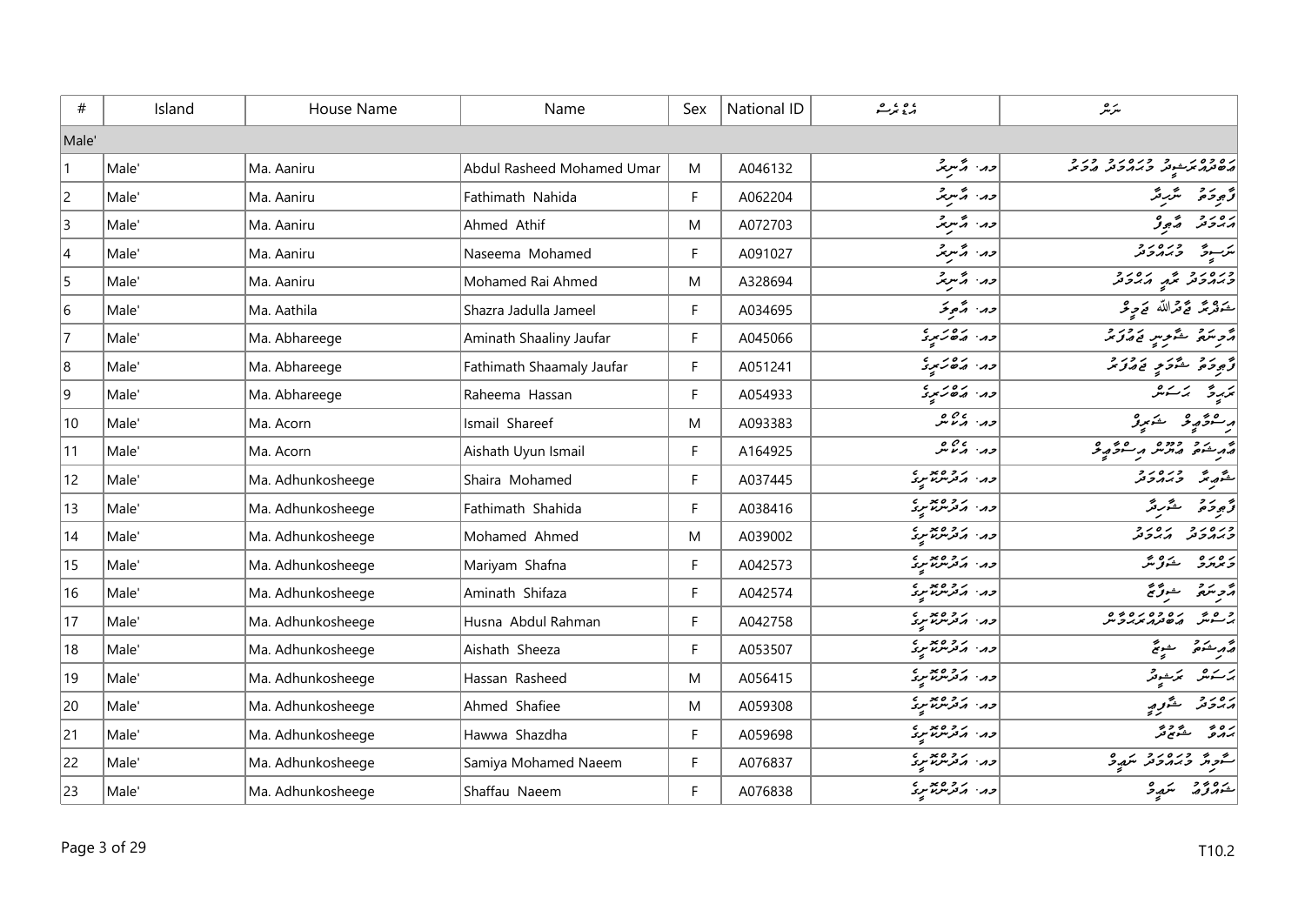| # | Island | House Name | Name | Sex | National ID | ގެއްގެ ނަން | ނަން |
|---|---|---|---|---|---|---|---|
| Male' | | | | | | | |
| 1 | Male' | Ma. Aaniru | Abdul Rasheed Mohamed Umar | M | A046132 | މއ. އާނިރު | އަބްދުލްރަޝީދު މުހައްމަދު އުމަރު |
| 2 | Male' | Ma. Aaniru | Fathimath Nahida | F | A062204 | މއ. އާނިރު | ފާތިމަތު ނާހިދާ |
| 3 | Male' | Ma. Aaniru | Ahmed Athif | M | A072703 | މއ. އާނިރު | އަހުމަދު އާތިފު |
| 4 | Male' | Ma. Aaniru | Naseema Mohamed | F | A091027 | މއ. އާނިރު | ނަސީމާ މުހައްމަދު |
| 5 | Male' | Ma. Aaniru | Mohamed Rai Ahmed | M | A328694 | މއ. އާނިރު | މުހައްމަދު ރާއި އަހުމަދު |
| 6 | Male' | Ma. Aathila | Shazra Jadulla Jameel | F | A034695 | މއ. އާތިލަ | ޝަޒްރާ ޖާދުﷲ ޖަމީލު |
| 7 | Male' | Ma. Abhareege | Aminath Shaaliny Jaufar | F | A045066 | މއ. އަބްހަރީގެ | އާމިނަތު ޝާލިނީ ޖަޢުފަރު |
| 8 | Male' | Ma. Abhareege | Fathimath Shaamaly Jaufar | F | A051241 | މއ. އަބްހަރީގެ | ފާތިމަތު ޝާމަލީ ޖަޢުފަރު |
| 9 | Male' | Ma. Abhareege | Raheema Hassan | F | A054933 | މއ. އަބްހަރީގެ | ރަހީމާ ހަސަން |
| 10 | Male' | Ma. Acorn | Ismail Shareef | M | A093383 | މއ. އޭކޯން | އިސްމާއީލު ޝަރީފު |
| 11 | Male' | Ma. Acorn | Aishath Uyun Ismail | F | A164925 | މއ. އޭކޯން | އާއިޝަތު އުޔޫން އިސްމާއީލު |
| 12 | Male' | Ma. Adhunkosheege | Shaira Mohamed | F | A037445 | މއ. އަދުންކޯޝީގެ | ޝާއިރާ މުހައްމަދު |
| 13 | Male' | Ma. Adhunkosheege | Fathimath Shahida | F | A038416 | މއ. އަދުންކޯޝީގެ | ފާތިމަތު ޝާހިދާ |
| 14 | Male' | Ma. Adhunkosheege | Mohamed Ahmed | M | A039002 | މއ. އަދުންކޯޝީގެ | މުހައްމަދު އަހުމަދު |
| 15 | Male' | Ma. Adhunkosheege | Mariyam Shafna | F | A042573 | މއ. އަދުންކޯޝީގެ | މަރިޔަމް ޝަފްނާ |
| 16 | Male' | Ma. Adhunkosheege | Aminath Shifaza | F | A042574 | މއ. އަދުންކޯޝީގެ | އާމިނަތު ޝިފާޒާ |
| 17 | Male' | Ma. Adhunkosheege | Husna Abdul Rahman | F | A042758 | މއ. އަދުންކޯޝީގެ | ހުސްނާ އަބްދުއްރަހްމާން |
| 18 | Male' | Ma. Adhunkosheege | Aishath Sheeza | F | A053507 | މއ. އަދުންކޯޝީގެ | އާއިޝަތު ޝީޒާ |
| 19 | Male' | Ma. Adhunkosheege | Hassan Rasheed | M | A056415 | މއ. އަދުންކޯޝީގެ | ހަސަން ރަޝީދު |
| 20 | Male' | Ma. Adhunkosheege | Ahmed Shafiee | M | A059308 | މއ. އަދުންކޯޝީގެ | އަހުމަދު ޝާފިޢީ |
| 21 | Male' | Ma. Adhunkosheege | Hawwa Shazdha | F | A059698 | މއ. އަދުންކޯޝީގެ | ހައްވާ ޝާޒްދާ |
| 22 | Male' | Ma. Adhunkosheege | Samiya Mohamed Naeem | F | A076837 | މއ. އަދުންކޯޝީގެ | ސާމިޔާ މުހައްމަދު ނަޢީމް |
| 23 | Male' | Ma. Adhunkosheege | Shaffau Naeem | F | A076838 | މއ. އަދުންކޯޝީގެ | ޝައްފާއު ނަޢީމް |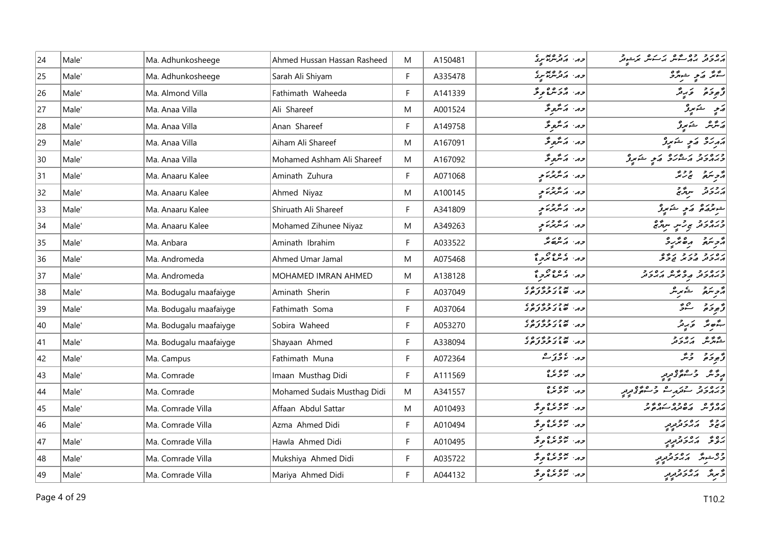| 24 | Male' | Ma. Adhunkosheege | Ahmed Hussan Hassan Rasheed | M | A150481 | މއ. އަދުންކޮށީގެ | އަޙްމަދު ހުއްސާން ހަސަން ރަޝީދު |
|---|---|---|---|---|---|---|---|
| 25 | Male' | Ma. Adhunkosheege | Sarah Ali Shiyam | F | A335478 | މއ. އަދުންކޮށީގެ | ސާރާ އަލި ޝިޔާމް |
| 26 | Male' | Ma. Almond Villa | Fathimath Waheeda | F | A141339 | މއ. އާމަންޑްވިލާ | ފާތިމަތު ވަހީދާ |
| 27 | Male' | Ma. Anaa Villa | Ali Shareef | M | A001524 | މއ. އަނާވިލާ | އަލި ޝަރީފު |
| 28 | Male' | Ma. Anaa Villa | Anan Shareef | F | A149758 | މއ. އަނާވިލާ | އަނާން ޝަރީފު |
| 29 | Male' | Ma. Anaa Villa | Aiham Ali Shareef | M | A167091 | މއ. އަނާވިލާ | އައިހަމް އަލި ޝަރީފު |
| 30 | Male' | Ma. Anaa Villa | Mohamed Ashham Ali Shareef | M | A167092 | މއ. އަނާވިލާ | މުޙައްމަދު އަޝްހަމް އަލި ޝަރީފު |
| 31 | Male' | Ma. Anaaru Kalee | Aminath Zuhura | F | A071068 | މއ. އަނާރުކަލީ | އާމިނަތު ޒުހުރާ |
| 32 | Male' | Ma. Anaaru Kalee | Ahmed Niyaz | M | A100145 | މއ. އަނާރުކަލީ | އަޙްމަދު ނިޔާޒް |
| 33 | Male' | Ma. Anaaru Kalee | Shiruath Ali Shareef | F | A341809 | މއ. އަނާރުކަލީ | ޝިރުއަތު އަލި ޝަރީފު |
| 34 | Male' | Ma. Anaaru Kalee | Mohamed Zihunee Niyaz | M | A349263 | މއ. އަނާރުކަލީ | މުޙައްމަދު ޒިހުނީ ނިޔާޒް |
| 35 | Male' | Ma. Anbara | Aminath Ibrahim | F | A033522 | މއ. އަންބަރާ | އާމިނަތު އިބްރާހީމް |
| 36 | Male' | Ma. Andromeda | Ahmed Umar Jamal | M | A075468 | މއ. އެންޑްރޮމެޑާ | އަޙްމަދު އުމަރު ޖަމާލް |
| 37 | Male' | Ma. Andromeda | MOHAMED IMRAN AHMED | M | A138128 | މއ. އެންޑްރޮމެޑާ | މުޙައްމަދު އިމްރާން އަޙްމަދު |
| 38 | Male' | Ma. Bodugalu maafaiyge | Aminath Sherin | F | A037049 | މއ. ބޮޑުގަލުމާފައިގެ | އާމިނަތު ޝެރިން |
| 39 | Male' | Ma. Bodugalu maafaiyge | Fathimath Soma | F | A037064 | މއ. ބޮޑުގަލުމާފައިގެ | ފާތިމަތު ސޯމާ |
| 40 | Male' | Ma. Bodugalu maafaiyge | Sobira Waheed | F | A053270 | މއ. ބޮޑުގަލުމާފައިގެ | ސާބިރާ ވަހީދު |
| 41 | Male' | Ma. Bodugalu maafaiyge | Shayaan Ahmed | F | A338094 | މއ. ބޮޑުގަލުމާފައިގެ | ޝަޔާން އަޙްމަދު |
| 42 | Male' | Ma. Campus | Fathimath Muna | F | A072364 | މއ. ކެމްޕަސް | ފާތިމަތު މުނާ |
| 43 | Male' | Ma. Comrade | Imaan Musthag Didi | F | A111569 | މއ. ކޮމްރެޑް | އިމާން މުސްތާގުދީދީ |
| 44 | Male' | Ma. Comrade | Mohamed Sudais Musthag Didi | M | A341557 | މއ. ކޮމްރެޑް | މުޙައްމަދު ސުދައިސް މުސްތާގުދީދީ |
| 45 | Male' | Ma. Comrade Villa | Affaan Abdul Sattar | M | A010493 | މއ. ކޮމްރެޑްވިލާ | އައްފާން އަބްދުލްސައްތާރު |
| 46 | Male' | Ma. Comrade Villa | Azma Ahmed Didi | F | A010494 | މއ. ކޮމްރެޑްވިލާ | އަޒްމާ އަޙްމަދުދީދީ |
| 47 | Male' | Ma. Comrade Villa | Hawla Ahmed Didi | F | A010495 | މއ. ކޮމްރެޑްވިލާ | ހައުލާ އަޙްމަދުދީދީ |
| 48 | Male' | Ma. Comrade Villa | Mukshiya Ahmed Didi | F | A035722 | މއ. ކޮމްރެޑްވިލާ | މުކްޝިޔާ އަޙްމަދުދީދީ |
| 49 | Male' | Ma. Comrade Villa | Mariya Ahmed Didi | F | A044132 | މއ. ކޮމްރެޑްވިލާ | މާރިޔާ އަޙްމަދުދީދީ |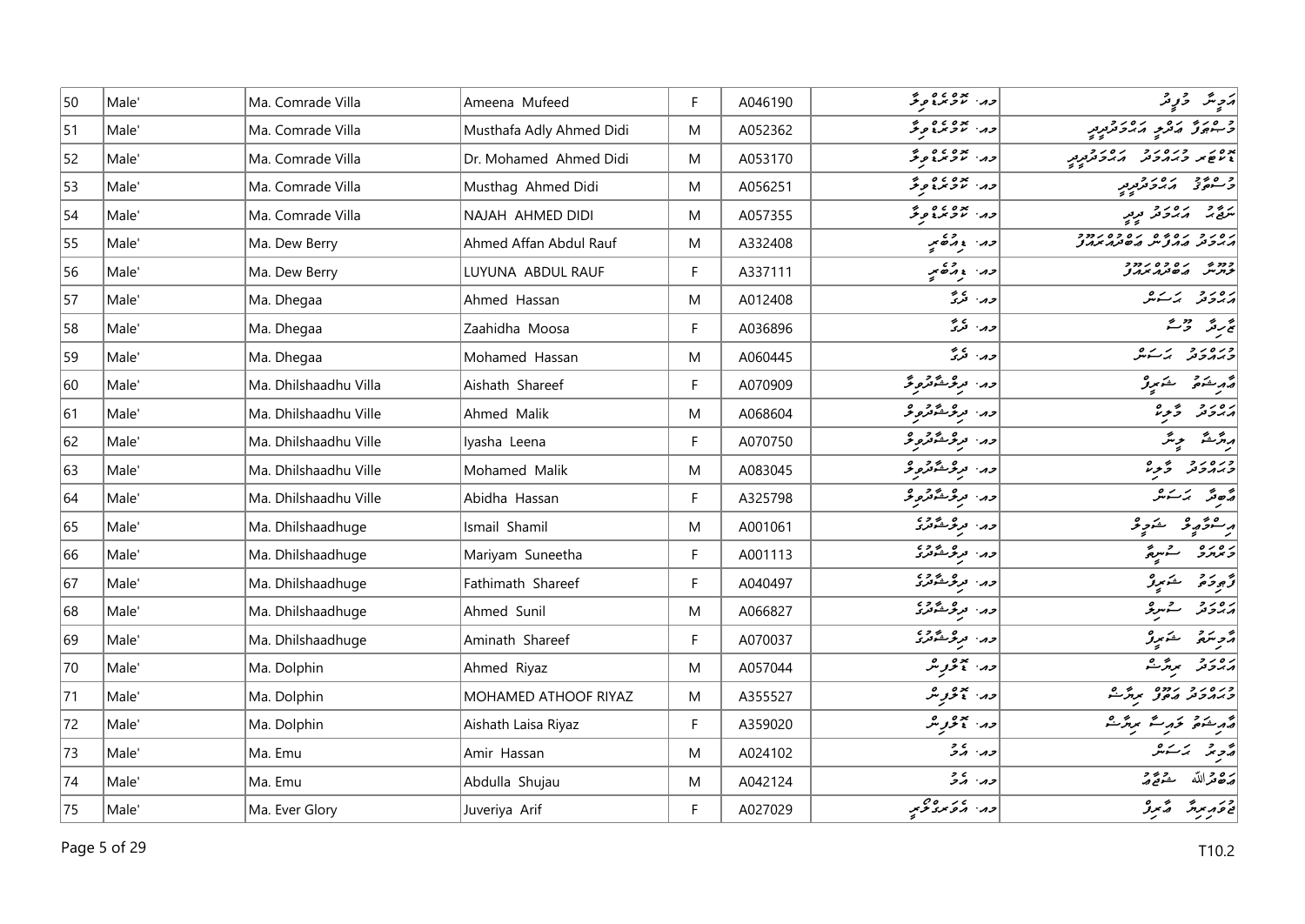| 50 | Male' | Ma. Comrade Villa | Ameena Mufeed | F | A046190 | މއ. ކޮމްރޭޑްވިލާ | އަމީނާ މުފީދު |
|---|---|---|---|---|---|---|---|
| 51 | Male' | Ma. Comrade Villa | Musthafa Adly Ahmed Didi | M | A052362 | މއ. ކޮމްރޭޑްވިލާ | މުސްތަފާ އަދްލީ އަޙްމަދުދީދީ |
| 52 | Male' | Ma. Comrade Villa | Dr. Mohamed Ahmed Didi | M | A053170 | މއ. ކޮމްރޭޑްވިލާ | ޑޮކްޓަރ މުޙައްމަދު އަޙްމަދުދީދީ |
| 53 | Male' | Ma. Comrade Villa | Musthag Ahmed Didi | M | A056251 | މއ. ކޮމްރޭޑްވިލާ | މުސްތާގު އަޙްމަދުދީދީ |
| 54 | Male' | Ma. Comrade Villa | NAJAH AHMED DIDI | M | A057355 | މއ. ކޮމްރޭޑްވިލާ | ނަޖާހު އަޙްމަދު ދީދީ |
| 55 | Male' | Ma. Dew Berry | Ahmed Affan Abdul Rauf | M | A332408 | މއ. ޑިއުބެރީ | އަޙްމަދު އައްފާން އަބްދުއްރައޫފު |
| 56 | Male' | Ma. Dew Berry | LUYUNA ABDUL RAUF | F | A337111 | މއ. ޑިއުބެރީ | ލުޔޫނާ އަބްދުއްރައޫފު |
| 57 | Male' | Ma. Dhegaa | Ahmed Hassan | M | A012408 | މއ. ދެގާ | އަޙްމަދު ޙަސަން |
| 58 | Male' | Ma. Dhegaa | Zaahidha Moosa | F | A036896 | މއ. ދެގާ | ޒާހިދާ މޫސާ |
| 59 | Male' | Ma. Dhegaa | Mohamed Hassan | M | A060445 | މއ. ދެގާ | މުޙައްމަދު ޙަސަން |
| 60 | Male' | Ma. Dhilshaadhu Villa | Aishath Shareef | F | A070909 | މއ. ދިލްޝާދުވިލާ | އާއިޝަތު ޝަރީފު |
| 61 | Male' | Ma. Dhilshaadhu Ville | Ahmed Malik | M | A068604 | މއ. ދިލްޝާދުވިލް | އަޙްމަދު މާލިކު |
| 62 | Male' | Ma. Dhilshaadhu Ville | Iyasha Leena | F | A070750 | މއ. ދިލްޝާދުވިލް | އިޔާޝާ ލީނާ |
| 63 | Male' | Ma. Dhilshaadhu Ville | Mohamed Malik | M | A083045 | މއ. ދިލްޝާދުވިލް | މުޙައްމަދު މާލިކު |
| 64 | Male' | Ma. Dhilshaadhu Ville | Abidha Hassan | F | A325798 | މއ. ދިލްޝާދުވިލް | އާބިދާ ޙަސަން |
| 65 | Male' | Ma. Dhilshaadhuge | Ismail Shamil | M | A001061 | މއ. ދިލްޝާދުގެ | އިސްމާއިލް ޝާމިލް |
| 66 | Male' | Ma. Dhilshaadhuge | Mariyam Suneetha | F | A001113 | މއ. ދިލްޝާދުގެ | މަރިޔަމް ސުނީތާ |
| 67 | Male' | Ma. Dhilshaadhuge | Fathimath Shareef | F | A040497 | މއ. ދިލްޝާދުގެ | ފާތިމަތު ޝަރީފު |
| 68 | Male' | Ma. Dhilshaadhuge | Ahmed Sunil | M | A066827 | މއ. ދިލްޝާދުގެ | އަޙްމަދު ސުނިލް |
| 69 | Male' | Ma. Dhilshaadhuge | Aminath Shareef | F | A070037 | މއ. ދިލްޝާދުގެ | އާމިނަތު ޝަރީފު |
| 70 | Male' | Ma. Dolphin | Ahmed Riyaz | M | A057044 | މއ. ޑޮލްފިން | އަޙްމަދު ރިޔާޒު |
| 71 | Male' | Ma. Dolphin | MOHAMED ATHOOF RIYAZ | M | A355527 | މއ. ޑޮލްފިން | މުޙައްމަދު އަތޫފު ރިޔާޒު |
| 72 | Male' | Ma. Dolphin | Aishath Laisa Riyaz | F | A359020 | މއ. ޑޮލްފިން | އާއިޝަތު ލައިސާ ރިޔާޒު |
| 73 | Male' | Ma. Emu | Amir Hassan | M | A024102 | މއ. އެމު | އާމިރު ޙަސަން |
| 74 | Male' | Ma. Emu | Abdulla Shujau | M | A042124 | މއ. އެމު | އަބްދުﷲ ޝުޖާއު |
| 75 | Male' | Ma. Ever Glory | Juveriya Arif | F | A027029 | މއ. އެވަރގްލޯރީ | ޖުވެރިޔާ އާރިފު |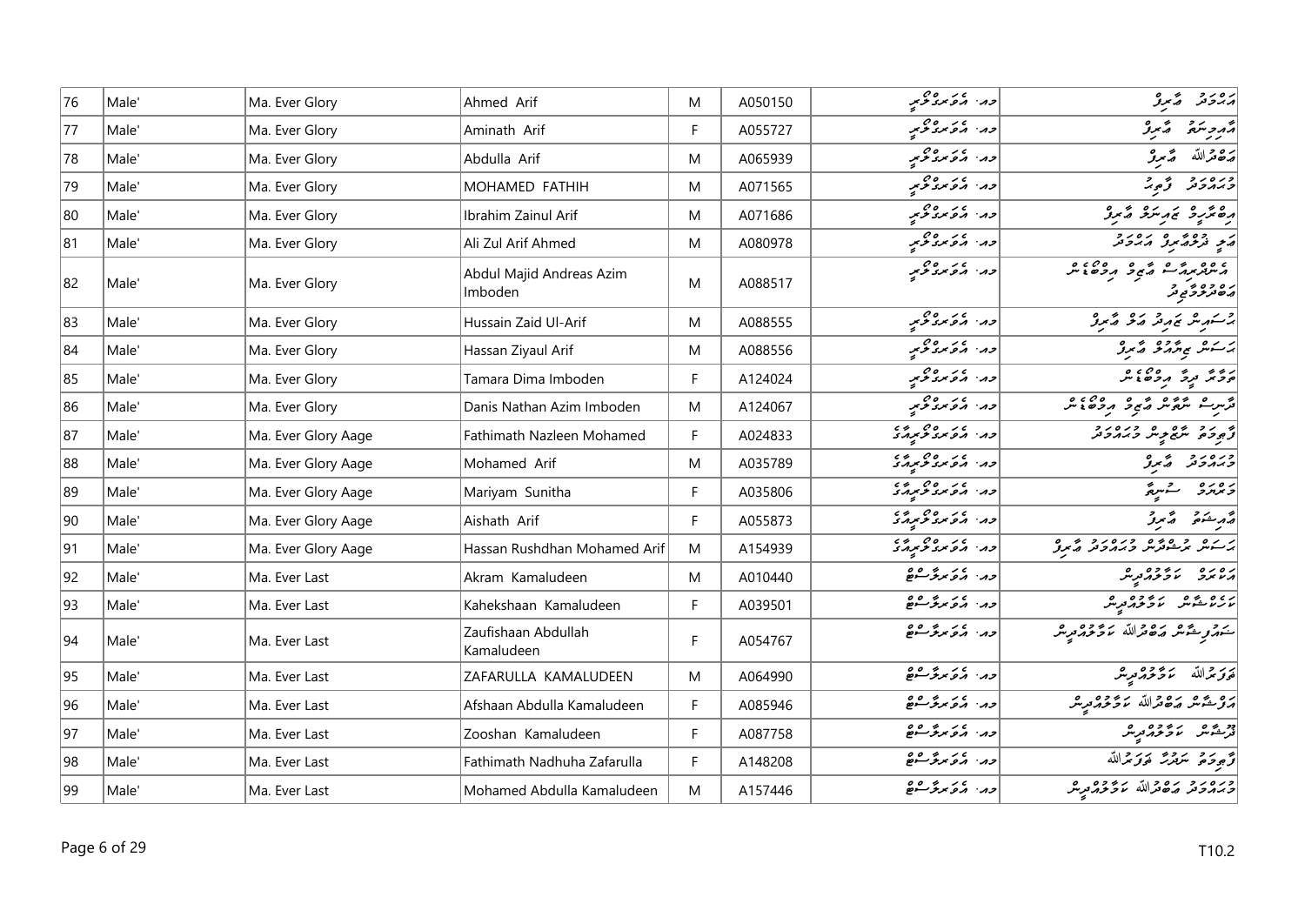| 76 | Male' | Ma. Ever Glory | Ahmed Arif | M | A050150 | މއ. އެވަރގްލޯރީ | އަހުމަދު އާރިފު |
|---|---|---|---|---|---|---|---|
| 77 | Male' | Ma. Ever Glory | Aminath Arif | F | A055727 | މއ. އެވަރގްލޯރީ | އާމިނަތު އާރިފު |
| 78 | Male' | Ma. Ever Glory | Abdulla Arif | M | A065939 | މއ. އެވަރގްލޯރީ | އަބްދުﷲ އާރިފު |
| 79 | Male' | Ma. Ever Glory | MOHAMED FATHIH | M | A071565 | މއ. އެވަރގްލޯރީ | މުހައްމަދު ފާތިހު |
| 80 | Male' | Ma. Ever Glory | Ibrahim Zainul Arif | M | A071686 | މއ. އެވަރގްލޯރީ | އިބްރާހިމް ޒައިނުލް އާރިފު |
| 81 | Male' | Ma. Ever Glory | Ali Zul Arif Ahmed | M | A080978 | މއ. އެވަރގްލޯރީ | އަލި ޒުލްއާރިފު އަހުމަދު |
| 82 | Male' | Ma. Ever Glory | Abdul Majid Andreas Azim Imboden | M | A088517 | މއ. އެވަރގްލޯރީ | އަންދްރިއާސް އާޒިމް އިމްބޯޑެން އަބްދުލްމާޖިދު |
| 83 | Male' | Ma. Ever Glory | Hussain Zaid Ul-Arif | M | A088555 | މއ. އެވަރގްލޯރީ | ހުސައިން ޒައިދު އުލް އާރިފު |
| 84 | Male' | Ma. Ever Glory | Hassan Ziyaul Arif | M | A088556 | މއ. އެވަރގްލޯރީ | ހަސަން ޒިޔާއުލް އާރިފު |
| 85 | Male' | Ma. Ever Glory | Tamara Dima Imboden | F | A124024 | މއ. އެވަރގްލޯރީ | ތަމާރާ ދިމާ އިމްބޯޑެން |
| 86 | Male' | Ma. Ever Glory | Danis Nathan Azim Imboden | M | A124067 | މއ. އެވަރގްލޯރީ | ޑެނިސް ނާތަން އާޒިމް އިމްބޯޑެން |
| 87 | Male' | Ma. Ever Glory Aage | Fathimath Nazleen Mohamed | F | A024833 | މއ. އެވަރގްލޯރީއާގެ | ފާތިމަތު ނަޒްލީން މުހައްމަދު |
| 88 | Male' | Ma. Ever Glory Aage | Mohamed Arif | M | A035789 | މއ. އެވަރގްލޯރީއާގެ | މުހައްމަދު އާރިފު |
| 89 | Male' | Ma. Ever Glory Aage | Mariyam Sunitha | F | A035806 | މއ. އެވަރގްލޯރީއާގެ | މަރިޔަމް ސުނީތާ |
| 90 | Male' | Ma. Ever Glory Aage | Aishath Arif | F | A055873 | މއ. އެވަރގްލޯރީއާގެ | އާއިޝަތު އާރިފު |
| 91 | Male' | Ma. Ever Glory Aage | Hassan Rushdhan Mohamed Arif | M | A154939 | މއ. އެވަރގްލޯރީއާގެ | ހަސަން ރުޝްދާން މުހައްމަދު އާރިފު |
| 92 | Male' | Ma. Ever Last | Akram Kamaludeen | M | A010440 | މއ. އެވަރލާސްޓް | އަކްރަމް ކަމާލުއްދީން |
| 93 | Male' | Ma. Ever Last | Kahekshaan Kamaludeen | F | A039501 | މއ. އެވަރލާސްޓް | ކަހެކްޝާން ކަމާލުއްދީން |
| 94 | Male' | Ma. Ever Last | Zaufishaan Abdullah Kamaludeen | F | A054767 | މއ. އެވަރލާސްޓް | ޒައުފިޝާން އަބްދުﷲ ކަމާލުއްދީން |
| 95 | Male' | Ma. Ever Last | ZAFARULLA KAMALUDEEN | M | A064990 | މއ. އެވަރލާސްޓް | ޒަފަރުﷲ ކަމާލުއްދީން |
| 96 | Male' | Ma. Ever Last | Afshaan Abdulla Kamaludeen | F | A085946 | މއ. އެވަރލާސްޓް | އަފްޝާން އަބްދުﷲ ކަމާލުއްދީން |
| 97 | Male' | Ma. Ever Last | Zooshan Kamaludeen | F | A087758 | މއ. އެވަރލާސްޓް | ޒޫޝާން ކަމާލުއްދީން |
| 98 | Male' | Ma. Ever Last | Fathimath Nadhuha Zafarulla | F | A148208 | މއ. އެވަރލާސްޓް | ފާތިމަތު ނަދުހާ ޒަފަރުﷲ |
| 99 | Male' | Ma. Ever Last | Mohamed Abdulla Kamaludeen | M | A157446 | މއ. އެވަރލާސްޓް | މުހައްމަދު އަބްދުﷲ ކަމާލުއްދީން |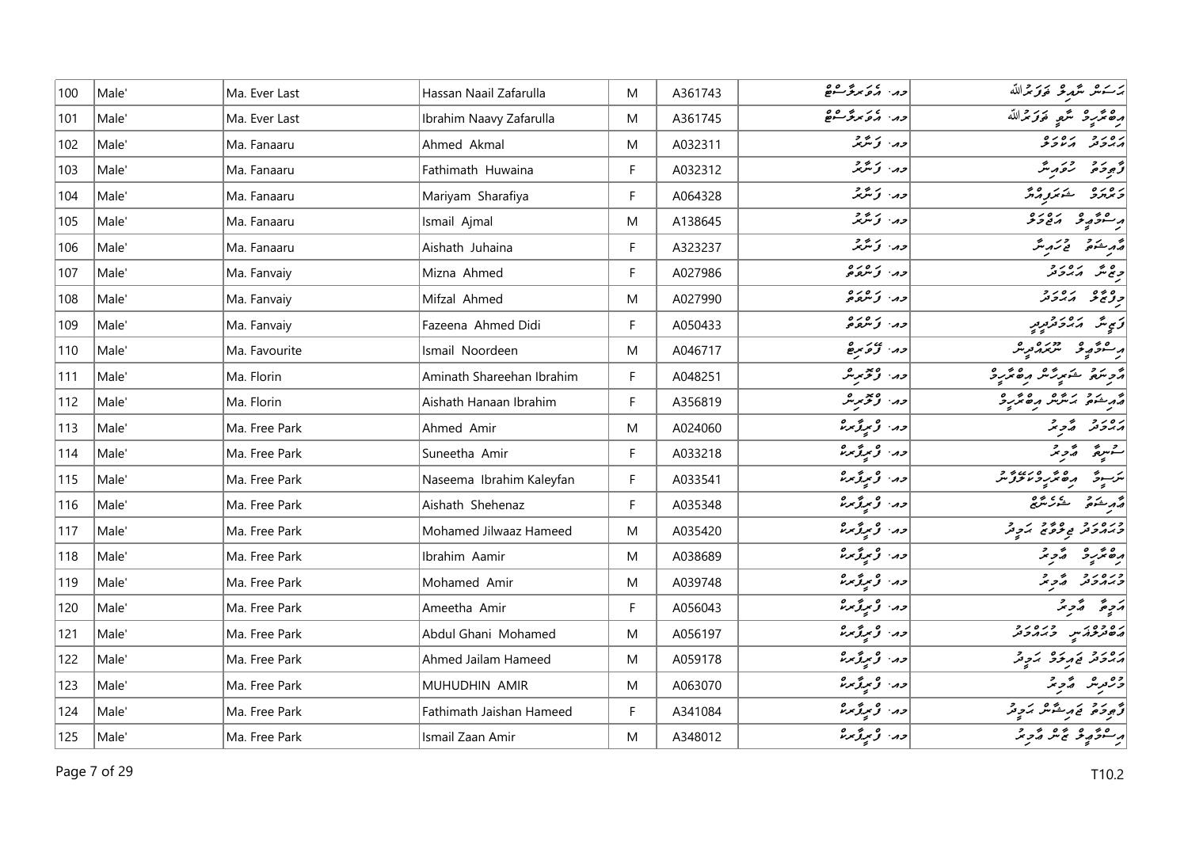| 100 | Male' | Ma. Ever Last | Hassan Naail Zafarulla | M | A361743 | މއ. އެވަރލާސްޓް | ހަސަން ނާއިލް ޒަފަރުﷲ |
|---|---|---|---|---|---|---|---|
| 101 | Male' | Ma. Ever Last | Ibrahim Naavy Zafarulla | M | A361745 | މއ. އެވަރލާސްޓް | އިބްރާހީމް ނާވީ ޒަފަރުﷲ |
| 102 | Male' | Ma. Fanaaru | Ahmed Akmal | M | A032311 | މއ. ފަނާރު | އަހްމަދު އަކްމަލް |
| 103 | Male' | Ma. Fanaaru | Fathimath Huwaina | F | A032312 | މއ. ފަނާރު | ފާތިމަތު ހުވައިނާ |
| 104 | Male' | Ma. Fanaaru | Mariyam Sharafiya | F | A064328 | މއ. ފަނާރު | މަރިޔަމް ޝަރަފިއްޔާ |
| 105 | Male' | Ma. Fanaaru | Ismail Ajmal | M | A138645 | މއ. ފަނާރު | އިސްމާއީލް އަޖްމަލް |
| 106 | Male' | Ma. Fanaaru | Aishath Juhaina | F | A323237 | މއ. ފަނާރު | އާއިޝަތު ޖުހައިނާ |
| 107 | Male' | Ma. Fanvaiy | Mizna Ahmed | F | A027986 | މއ. ފަންވައި | މިޒްނާ އަހްމަދު |
| 108 | Male' | Ma. Fanvaiy | Mifzal Ahmed | M | A027990 | މއ. ފަންވައި | މިފްޒާލް އަހްމަދު |
| 109 | Male' | Ma. Fanvaiy | Fazeena Ahmed Didi | F | A050433 | މއ. ފަންވައި | ފަޒީނާ އަހްމަދުދީދީ |
| 110 | Male' | Ma. Favourite | Ismail Noordeen | M | A046717 | މއ. ފޭވަރިޓް | އިސްމާއީލް ނޫރުއްދީން |
| 111 | Male' | Ma. Florin | Aminath Shareehan Ibrahim | F | A048251 | މއ. ފްލޯރިން | އާމިނަތު ޝަރީހާން އިބްރާހީމް |
| 112 | Male' | Ma. Florin | Aishath Hanaan Ibrahim | F | A356819 | މއ. ފްލޯރިން | އާއިޝަތު ހަނާން އިބްރާހީމް |
| 113 | Male' | Ma. Free Park | Ahmed Amir | M | A024060 | މއ. ފްރީޕާރކް | އަހްމަދު އާމިރު |
| 114 | Male' | Ma. Free Park | Suneetha Amir | F | A033218 | މއ. ފްރީޕާރކް | ސުނީތާ އާމިރު |
| 115 | Male' | Ma. Free Park | Naseema Ibrahim Kaleyfan | F | A033541 | މއ. ފްރީޕާރކް | ނަސީމާ އިބްރާހީމްކަލޭފާން |
| 116 | Male' | Ma. Free Park | Aishath Shehenaz | F | A035348 | މއ. ފްރީޕާރކް | އާއިޝަތު ޝެހެނާޒް |
| 117 | Male' | Ma. Free Park | Mohamed Jilwaaz Hameed | M | A035420 | މއ. ފްރީޕާރކް | މުހައްމަދު ޖިލްވާޒް ހަމީދު |
| 118 | Male' | Ma. Free Park | Ibrahim Aamir | M | A038689 | މއ. ފްރީޕާރކް | އިބްރާހީމް އާމިރު |
| 119 | Male' | Ma. Free Park | Mohamed Amir | M | A039748 | މއ. ފްރީޕާރކް | މުހައްމަދު އާމިރު |
| 120 | Male' | Ma. Free Park | Ameetha Amir | F | A056043 | މއ. ފްރީޕާރކް | އަމީތާ އާމިރު |
| 121 | Male' | Ma. Free Park | Abdul Ghani Mohamed | M | A056197 | މއ. ފްރީޕާރކް | އަބްދުލްޣަނީ މުހައްމަދު |
| 122 | Male' | Ma. Free Park | Ahmed Jailam Hameed | M | A059178 | މއ. ފްރީޕާރކް | އަހްމަދު ޖައިލަމް ހަމީދު |
| 123 | Male' | Ma. Free Park | MUHUDHIN AMIR | M | A063070 | މއ. ފްރީޕާރކް | މުހުދިން އާމިރު |
| 124 | Male' | Ma. Free Park | Fathimath Jaishan Hameed | F | A341084 | މއ. ފްރީޕާރކް | ފާތިމަތު ޖައިޝާން ހަމީދު |
| 125 | Male' | Ma. Free Park | Ismail Zaan Amir | M | A348012 | މއ. ފްރީޕާރކް | އިސްމާއީލް ޒާން އާމިރު |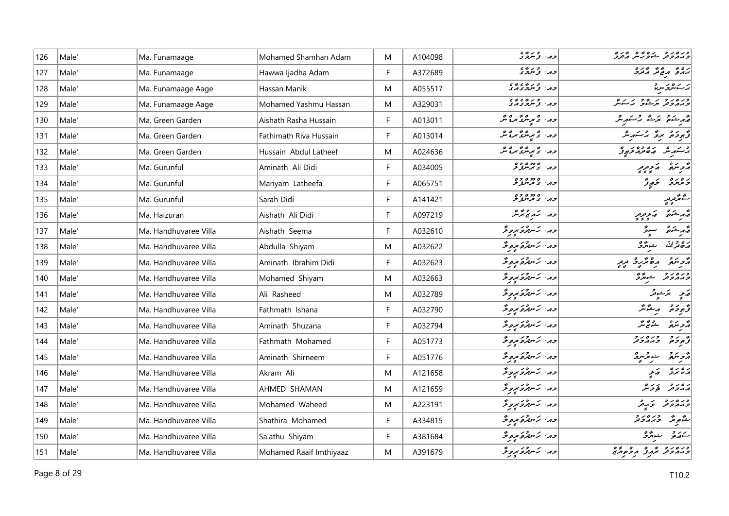| 126 | Male' | Ma. Funamaage | Mohamed Shamhan Adam | M | A104098 | މއ. ފުނަމާގެ | މުހައްމަދު ޝައްމްހާން އާދަމް |
|---|---|---|---|---|---|---|---|
| 127 | Male' | Ma. Funamaage | Hawwa Ijadha Adam | F | A372689 | މއ. ފުނަމާގެ | ހައްވާ އިޖާދާ އާދަމް |
| 128 | Male' | Ma. Funamaage Aage | Hassan Manik | M | A055517 | މއ. ފުނަމާގެއާގެ | ހަސަންމަނިކު |
| 129 | Male' | Ma. Funamaage Aage | Mohamed Yashmu Hassan | M | A329031 | މއ. ފުނަމާގެއާގެ | މުހައްމަދު ޔަޝްމު ހަސަން |
| 130 | Male' | Ma. Green Garden | Aishath Rasha Hussain | F | A013011 | މއ. ގްރީންގާރޑަން | އައިޝަތު ރަޝާ ހުސައިން |
| 131 | Male' | Ma. Green Garden | Fathimath Riva Hussain | F | A013014 | މއ. ގްރީންގާރޑަން | ފާތިމަތު ރިވާ ހުސައިން |
| 132 | Male' | Ma. Green Garden | Hussain Abdul Latheef | M | A024636 | މއ. ގްރީންގާރޑަން | ހުސައިން އަބްދުއްލަތީފު |
| 133 | Male' | Ma. Gurunful | Aminath Ali Didi | F | A034005 | މއ. ގުރުންފުލް | އާމިނަތު އަލީދީދީ |
| 134 | Male' | Ma. Gurunful | Mariyam Latheefa | F | A065751 | މއ. ގުރުންފުލް | މަރިޔަމް ލަތީފާ |
| 135 | Male' | Ma. Gurunful | Sarah Didi | F | A141421 | މއ. ގުރުންފުލް | ސާރާދީދީ |
| 136 | Male' | Ma. Haizuran | Aishath Ali Didi | F | A097219 | މއ. ހައިޒުރާން | އައިޝަތު އަލީދީދީ |
| 137 | Male' | Ma. Handhuvaree Villa | Aishath Seema | F | A032610 | މއ. ހަނދުވަރީވިލާ | އައިޝަތު ސީމާ |
| 138 | Male' | Ma. Handhuvaree Villa | Abdulla Shiyam | M | A032622 | މއ. ހަނދުވަރީވިލާ | އަބްދުﷲ ޝިޔާމް |
| 139 | Male' | Ma. Handhuvaree Villa | Aminath Ibrahim Didi | F | A032623 | މއ. ހަނދުވަރީވިލާ | އާމިނަތު އިބްރާހީމް ދީދީ |
| 140 | Male' | Ma. Handhuvaree Villa | Mohamed Shiyam | M | A032663 | މއ. ހަނދުވަރީވިލާ | މުހައްމަދު ޝިޔާމް |
| 141 | Male' | Ma. Handhuvaree Villa | Ali Rasheed | M | A032789 | މއ. ހަނދުވަރީވިލާ | އަލީ ރަޝީދު |
| 142 | Male' | Ma. Handhuvaree Villa | Fathmath Ishana | F | A032790 | މއ. ހަނދުވަރީވިލާ | ފާތިމަތު އިޝާނާ |
| 143 | Male' | Ma. Handhuvaree Villa | Aminath Shuzana | F | A032794 | މއ. ހަނދުވަރީވިލާ | އާމިނަތު ޝުޒާނާ |
| 144 | Male' | Ma. Handhuvaree Villa | Fathmath Mohamed | F | A051773 | މއ. ހަނދުވަރީވިލާ | ފާތިމަތު މުހައްމަދު |
| 145 | Male' | Ma. Handhuvaree Villa | Aminath Shirneem | F | A051776 | މއ. ހަނދުވަރީވިލާ | އާމިނަތު ޝިރުނީމް |
| 146 | Male' | Ma. Handhuvaree Villa | Akram Ali | M | A121658 | މއ. ހަނދުވަރީވިލާ | އަކްރަމް އަލީ |
| 147 | Male' | Ma. Handhuvaree Villa | AHMED SHAMAN | M | A121659 | މއ. ހަނދުވަރީވިލާ | އަޙްމަދު ޝަމަން |
| 148 | Male' | Ma. Handhuvaree Villa | Mohamed Waheed | M | A223191 | މއ. ހަނދުވަރީވިލާ | މުހައްމަދު ވަޙީދު |
| 149 | Male' | Ma. Handhuvaree Villa | Shathira Mohamed | F | A334815 | މއ. ހަނދުވަރީވިލާ | ޝާތިރާ މުހައްމަދު |
| 150 | Male' | Ma. Handhuvaree Villa | Sa'athu Shiyam | F | A381684 | މއ. ހަނދުވަރީވިލާ | ސައާދު ޝިޔާމް |
| 151 | Male' | Ma. Handhuvaree Villa | Mohamed Raaif Imthiyaaz | M | A391679 | މއ. ހަނދުވަރީވިލާ | މުހައްމަދު ރާއިފު އިމްތިޔާޒް |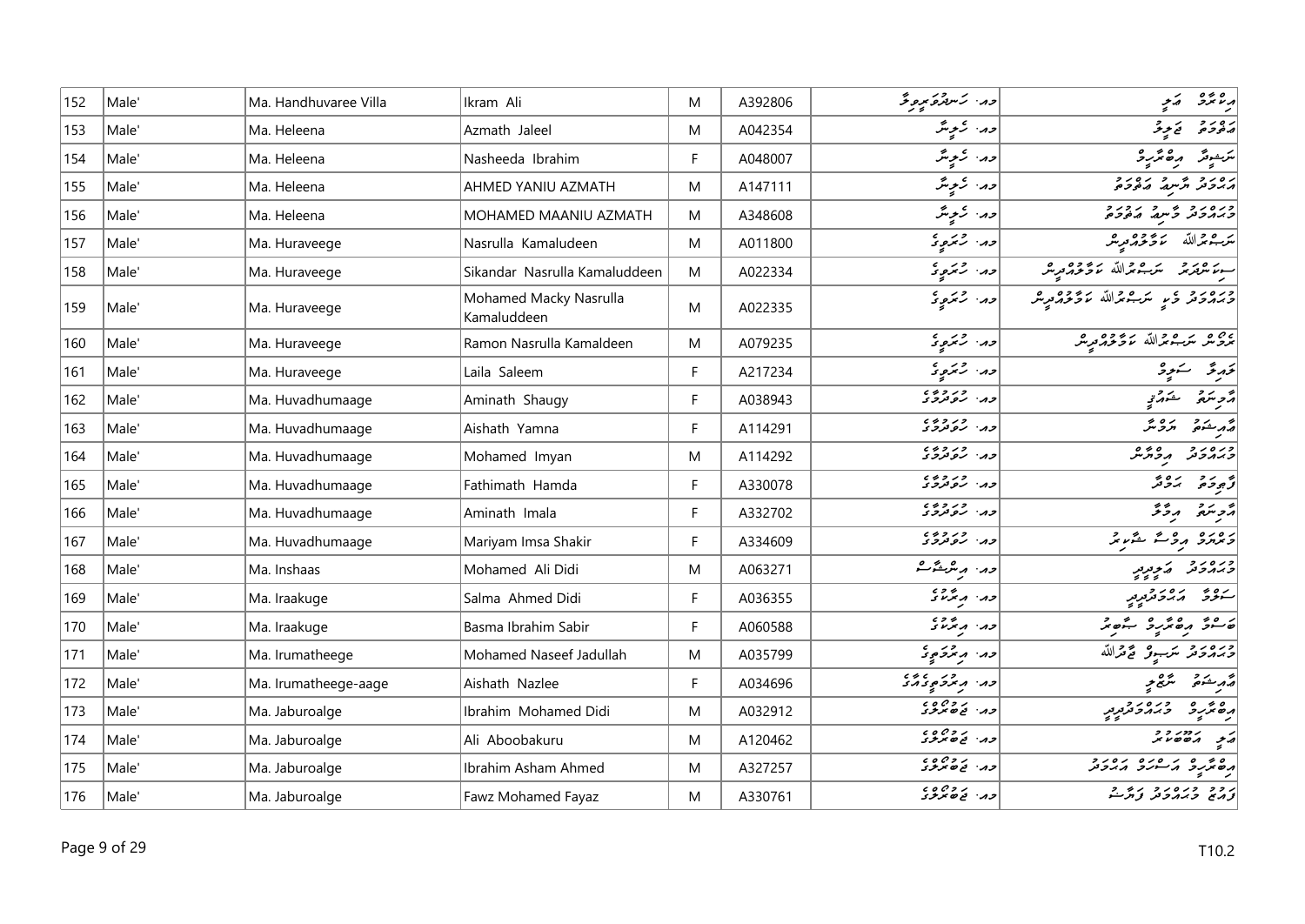| 152 | Male' | Ma. Handhuvaree Villa | Ikram Ali | M | A392806 | މއ. ހަނދުވަރީވިލާ | އިކްރާމް ޢަލީ |
|---|---|---|---|---|---|---|---|
| 153 | Male' | Ma. Heleena | Azmath Jaleel | M | A042354 | މއ. ހެލީނާ | އަޒްމަތު ޖަލީލް |
| 154 | Male' | Ma. Heleena | Nasheeda Ibrahim | F | A048007 | މއ. ހެލީނާ | ނަޝީދާ އިބްރާހީމް |
| 155 | Male' | Ma. Heleena | AHMED YANIU AZMATH | M | A147111 | މއ. ހެލީނާ | އަޙްމަދު ޔާނިއު އަޒްމަތު |
| 156 | Male' | Ma. Heleena | MOHAMED MAANIU AZMATH | M | A348608 | މއ. ހެލީނާ | މުޙައްމަދު މާނިއު އަޒްމަތު |
| 157 | Male' | Ma. Huraveege | Nasrulla Kamaludeen | M | A011800 | މއ. ހުރަވީގެ | ނަޞްރުﷲ ކަމާލުއްދީން |
| 158 | Male' | Ma. Huraveege | Sikandar Nasrulla Kamaluddeen | M | A022334 | މއ. ހުރަވީގެ | ސިކަންދަރު ނަޞްރުﷲ ކަމާލުއްދީން |
| 159 | Male' | Ma. Huraveege | Mohamed Macky Nasrulla Kamaluddeen | M | A022335 | މއ. ހުރަވީގެ | މުޙައްމަދު މެކީ ނަޞްރުﷲ ކަމާލުއްދީން |
| 160 | Male' | Ma. Huraveege | Ramon Nasrulla Kamaldeen | M | A079235 | މއ. ހުރަވީގެ | ރެމޮން ނަޞްރުﷲ ކަމާލުއްދީން |
| 161 | Male' | Ma. Huraveege | Laila Saleem | F | A217234 | މއ. ހުރަވީގެ | ލައިލާ ސަލީމް |
| 162 | Male' | Ma. Huvadhumaage | Aminath Shaugy | F | A038943 | މއ. ހުވަދުމާގެ | އާމިނަތު ޝައުގީ |
| 163 | Male' | Ma. Huvadhumaage | Aishath Yamna | F | A114291 | މއ. ހުވަދުމާގެ | އާއިޝަތު ޔަމްނާ |
| 164 | Male' | Ma. Huvadhumaage | Mohamed Imyan | M | A114292 | މއ. ހުވަދުމާގެ | މުޙައްމަދު އިމްޔާން |
| 165 | Male' | Ma. Huvadhumaage | Fathimath Hamda | F | A330078 | މއ. ހުވަދުމާގެ | ފާތިމަތު ހަމްދާ |
| 166 | Male' | Ma. Huvadhumaage | Aminath Imala | F | A332702 | މއ. ހުވަދުމާގެ | އާމިނަތު އިމާލާ |
| 167 | Male' | Ma. Huvadhumaage | Mariyam Imsa Shakir | F | A334609 | މއ. ހުވަދުމާގެ | މަރިޔަމް އިމްސާ ޝާކިރު |
| 168 | Male' | Ma. Inshaas | Mohamed Ali Didi | M | A063271 | މއ. އިންޝާސް | މުޙައްމަދު ޢަލީދީދީ |
| 169 | Male' | Ma. Iraakuge | Salma Ahmed Didi | F | A036355 | މއ. އިރާކުގެ | ސަލްމާ އަޙްމަދުދީދީ |
| 170 | Male' | Ma. Iraakuge | Basma Ibrahim Sabir | F | A060588 | މއ. އިރާކުގެ | ބަސްމާ އިބްރާހީމް ސާބިރު |
| 171 | Male' | Ma. Irumatheege | Mohamed Naseef Jadullah | M | A035799 | މއ. އިރުމަތީގެ | މުޙައްމަދު ނަސީފް ޖާދުﷲ |
| 172 | Male' | Ma. Irumatheege-aage | Aishath Nazlee | F | A034696 | މއ. އިރުމަތީގެއާގެ | އާއިޝަތު ނާޒްލީ |
| 173 | Male' | Ma. Jaburoalge | Ibrahim Mohamed Didi | M | A032912 | މއ. ޖަބުރޯލްގެ | އިބްރާހީމް މުޙައްމަދުދީދީ |
| 174 | Male' | Ma. Jaburoalge | Ali Aboobakuru | M | A120462 | މއ. ޖަބުރޯލްގެ | ޢަލީ އަބޫބަކުރު |
| 175 | Male' | Ma. Jaburoalge | Ibrahim Asham Ahmed | M | A327257 | މއ. ޖަބުރޯލްގެ | އިބްރާހީމް އަޝްހަމް އަޙްމަދު |
| 176 | Male' | Ma. Jaburoalge | Fawz Mohamed Fayaz | M | A330761 | މއ. ޖަބުރޯލްގެ | ފައުޒު މުޙައްމަދު ފައްޔާޒު |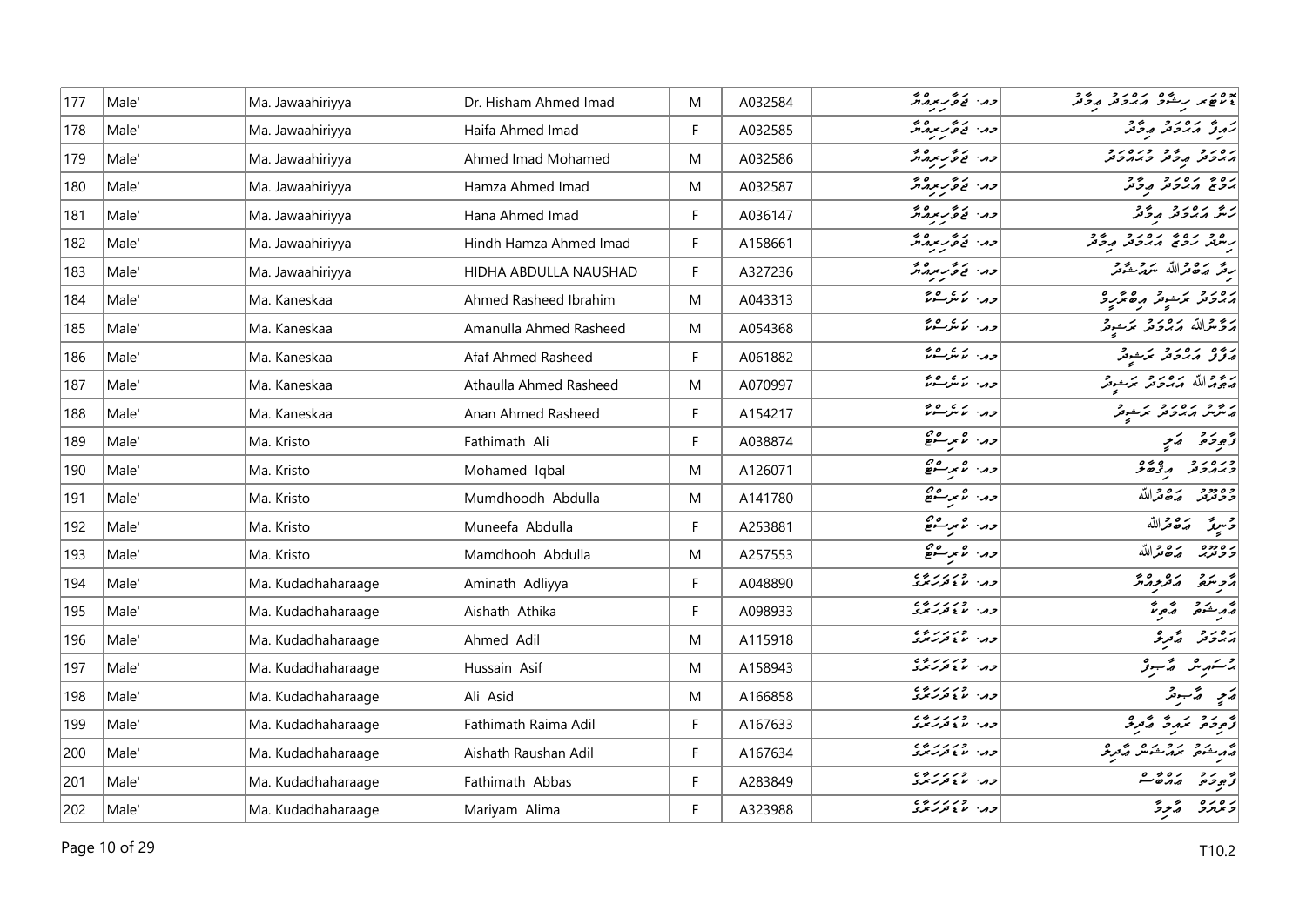| 177 | Male' | Ma. Jawaahiriyya | Dr. Hisham Ahmed Imad | M | A032584 | މއ. ޖަވާހިރިއްޔާ | ޑޮކްޓަރ ހިޝާމް އަޙްމަދު އިމާދު |
|---|---|---|---|---|---|---|---|
| 178 | Male' | Ma. Jawaahiriyya | Haifa Ahmed Imad | F | A032585 | މއ. ޖަވާހިރިއްޔާ | ހައިފާ އަޙްމަދު އިމާދު |
| 179 | Male' | Ma. Jawaahiriyya | Ahmed Imad Mohamed | M | A032586 | މއ. ޖަވާހިރިއްޔާ | އަޙްމަދު އިމާދު މުޙައްމަދު |
| 180 | Male' | Ma. Jawaahiriyya | Hamza Ahmed Imad | M | A032587 | މއ. ޖަވާހިރިއްޔާ | ހަމްޒާ އަޙްމަދު އިމާދު |
| 181 | Male' | Ma. Jawaahiriyya | Hana Ahmed Imad | F | A036147 | މއ. ޖަވާހިރިއްޔާ | ހަނާ އަޙްމަދު އިމާދު |
| 182 | Male' | Ma. Jawaahiriyya | Hindh Hamza Ahmed Imad | F | A158661 | މއ. ޖަވާހިރިއްޔާ | ހިންދު ހަމްޒާ އަޙްމަދު އިމާދު |
| 183 | Male' | Ma. Jawaahiriyya | HIDHA ABDULLA NAUSHAD | F | A327236 | މއ. ޖަވާހިރިއްޔާ | ހިދާ އަބްދުﷲ ނައުޝާދު |
| 184 | Male' | Ma. Kaneskaa | Ahmed Rasheed Ibrahim | M | A043313 | މއ. ކަނެސްކާ | އަޙްމަދު ރަޝީދު އިބްރާހިމް |
| 185 | Male' | Ma. Kaneskaa | Amanulla Ahmed Rasheed | M | A054368 | މއ. ކަނެސްކާ | އަމާނުﷲ އަޙްމަދު ރަޝީދު |
| 186 | Male' | Ma. Kaneskaa | Afaf Ahmed Rasheed | F | A061882 | މއ. ކަނެސްކާ | އަފާފް އަޙްމަދު ރަޝީދު |
| 187 | Male' | Ma. Kaneskaa | Athaulla Ahmed Rasheed | M | A070997 | މއ. ކަނެސްކާ | އަތާއުﷲ އަޙްމަދު ރަޝީދު |
| 188 | Male' | Ma. Kaneskaa | Anan Ahmed Rasheed | F | A154217 | މއ. ކަނެސްކާ | އަނާން އަޙްމަދު ރަޝީދު |
| 189 | Male' | Ma. Kristo | Fathimath Ali | F | A038874 | މއ. ކްރިސްޓޯ | ފާތިމަތު ޢަލީ |
| 190 | Male' | Ma. Kristo | Mohamed Iqbal | M | A126071 | މއ. ކްރިސްޓޯ | މުޙައްމަދު އިքބާލް |
| 191 | Male' | Ma. Kristo | Mumdhoodh Abdulla | M | A141780 | މއ. ކްރިސްޓޯ | މުމްދޫދު އަބްދުﷲ |
| 192 | Male' | Ma. Kristo | Muneefa Abdulla | F | A253881 | މއ. ކްރިސްޓޯ | މުނީފާ އަބްދުﷲ |
| 193 | Male' | Ma. Kristo | Mamdhooh Abdulla | M | A257553 | މއ. ކްރިސްޓޯ | މަމްދޫހު އަބްދުﷲ |
| 194 | Male' | Ma. Kudadhaharaage | Aminath Adliyya | F | A048890 | މއ. ކުޑަދަހަރާގެ | އާމިނަތު އަދްލިއްޔާ |
| 195 | Male' | Ma. Kudadhaharaage | Aishath Athika | F | A098933 | މއ. ކުޑަދަހަރާގެ | އާއިޝަތު އާތިކާ |
| 196 | Male' | Ma. Kudadhaharaage | Ahmed Adil | M | A115918 | މއ. ކުޑަދަހަރާގެ | އަޙްމަދު އާދިލް |
| 197 | Male' | Ma. Kudadhaharaage | Hussain Asif | M | A158943 | މއ. ކުޑަދަހަރާގެ | ޙުސައިން އާސިފް |
| 198 | Male' | Ma. Kudadhaharaage | Ali Asid | M | A166858 | މއ. ކުޑަދަހަރާގެ | ޢަލީ އާސިދު |
| 199 | Male' | Ma. Kudadhaharaage | Fathimath Raima Adil | F | A167633 | މއ. ކުޑަދަހަރާގެ | ފާތިމަތު ރައިމާ އާދިލް |
| 200 | Male' | Ma. Kudadhaharaage | Aishath Raushan Adil | F | A167634 | މއ. ކުޑަދަހަރާގެ | އާއިޝަތު ރައުޝަން އާދިލް |
| 201 | Male' | Ma. Kudadhaharaage | Fathimath Abbas | F | A283849 | މއ. ކުޑަދަހަރާގެ | ފާތިމަތު އައްބާސް |
| 202 | Male' | Ma. Kudadhaharaage | Mariyam Alima | F | A323988 | މއ. ކުޑަދަހަރާގެ | މަރިޔަމް އާލިމާ |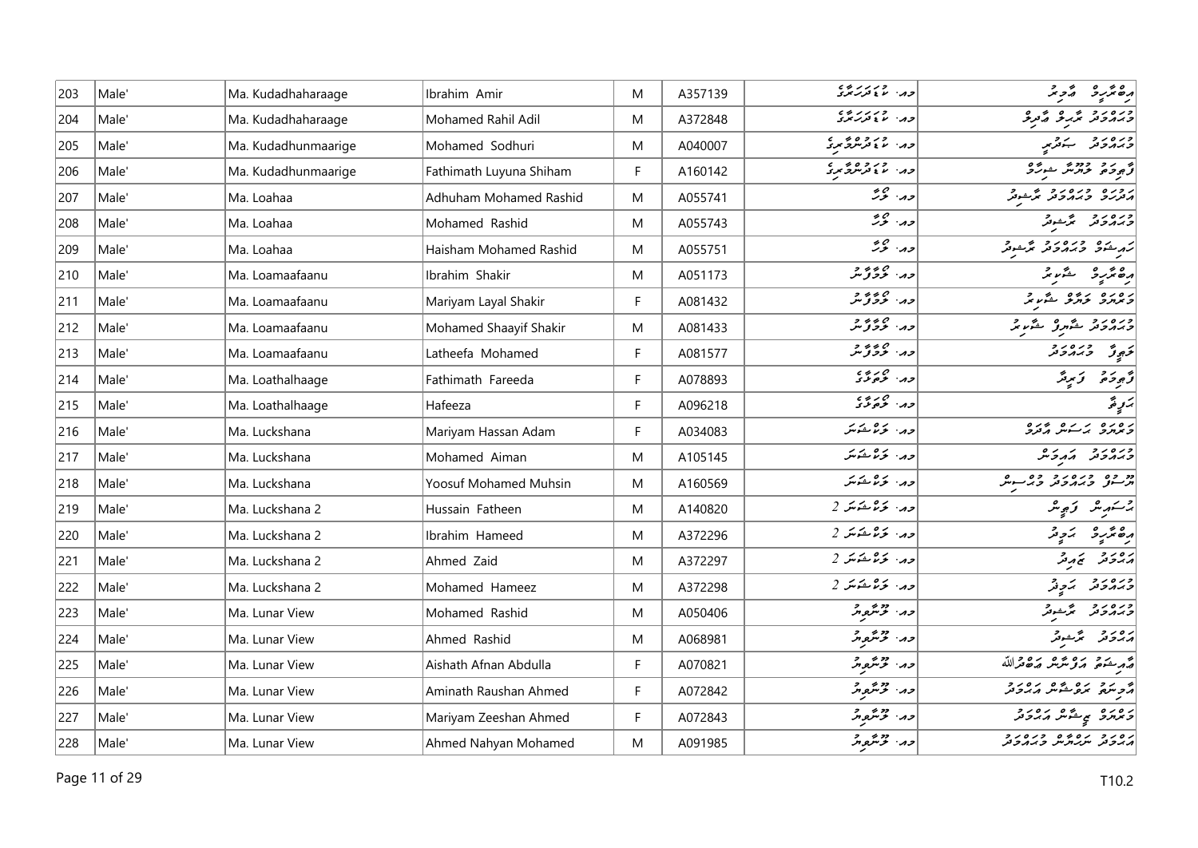| 203 | Male' | Ma. Kudadhaharaage | Ibrahim  Amir | M | A357139 | މއ. ކުދަދަހަރާގެ | އިބްރާހިމް  އާމިރު |
|---|---|---|---|---|---|---|---|
| 204 | Male' | Ma. Kudadhaharaage | Mohamed Rahil Adil | M | A372848 | މއ. ކުދަދަހަރާގެ | މުހައްމަދު ރާހިލް އާދިލް |
| 205 | Male' | Ma. Kudadhunmaarige | Mohamed  Sodhuri | M | A040007 | މއ. ކުދަދުންމާރިގެ | މުހައްމަދު  ސަދުރީ |
| 206 | Male' | Ma. Kudadhunmaarige | Fathimath Luyuna Shiham | F | A160142 | މއ. ކުދަދުންމާރިގެ | ފާތިމަތު ލުޔޫނާ ޝިހާމް |
| 207 | Male' | Ma. Loahaa | Adhuham Mohamed Rashid | M | A055741 | މއ. ލޯހާ | އަދުހަމް މުހައްމަދު ރާޝިދު |
| 208 | Male' | Ma. Loahaa | Mohamed  Rashid | M | A055743 | މއ. ލޯހާ | މުހައްމަދު  ރާޝިދު |
| 209 | Male' | Ma. Loahaa | Haisham Mohamed Rashid | M | A055751 | މއ. ލޯހާ | ހައިޝަމް މުހައްމަދު ރާޝިދު |
| 210 | Male' | Ma. Loamaafaanu | Ibrahim  Shakir | M | A051173 | މއ. ލޯމާފާނު | އިބްރާހިމް  ޝާކިރު |
| 211 | Male' | Ma. Loamaafaanu | Mariyam Layal Shakir | F | A081432 | މއ. ލޯމާފާނު | މަރިޔަމް ލަޔަލް ޝާކިރު |
| 212 | Male' | Ma. Loamaafaanu | Mohamed Shaayif Shakir | M | A081433 | މއ. ލޯމާފާނު | މުހައްމަދު ޝާއިފް ޝާކިރު |
| 213 | Male' | Ma. Loamaafaanu | Latheefa  Mohamed | F | A081577 | މއ. ލޯމާފާނު | ލަތީފާ  މުހައްމަދު |
| 214 | Male' | Ma. Loathalhaage | Fathimath  Fareeda | F | A078893 | މއ. ލޯތަޅާގެ | ފާތިމަތު  ފަރީދާ |
| 215 | Male' | Ma. Loathalhaage | Hafeeza | F | A096218 | މއ. ލޯތަޅާގެ | ހަފީޒާ |
| 216 | Male' | Ma. Luckshana | Mariyam Hassan Adam | F | A034083 | މއ. ލަކްޝަނަ | މަރިޔަމް ހަސަން އާދަމް |
| 217 | Male' | Ma. Luckshana | Mohamed  Aiman | M | A105145 | މއ. ލަކްޝަނަ | މުހައްމަދު  އައިމަން |
| 218 | Male' | Ma. Luckshana | Yoosuf Mohamed Muhsin | M | A160569 | މއ. ލަކްޝަނަ | ޔޫސުފް މުހައްމަދު މުޙްސިން |
| 219 | Male' | Ma. Luckshana 2 | Hussain  Fatheen | M | A140820 | މއ. ލަކްޝަނަ 2 | ހުސައިން  ފަތީން |
| 220 | Male' | Ma. Luckshana 2 | Ibrahim  Hameed | M | A372296 | މއ. ލަކްޝަނަ 2 | އިބްރާހިމް  ހަމީދު |
| 221 | Male' | Ma. Luckshana 2 | Ahmed  Zaid | M | A372297 | މއ. ލަކްޝަނަ 2 | އަޙްމަދު  ޒައިދު |
| 222 | Male' | Ma. Luckshana 2 | Mohamed  Hameez | M | A372298 | މއ. ލަކްޝަނަ 2 | މުހައްމަދު  ހަމީޒު |
| 223 | Male' | Ma. Lunar View | Mohamed  Rashid | M | A050406 | މއ. ލޫނަރވިއު | މުހައްމަދު  ރާޝިދު |
| 224 | Male' | Ma. Lunar View | Ahmed  Rashid | M | A068981 | މއ. ލޫނަރވިއު | އަޙްމަދު  ރާޝިދު |
| 225 | Male' | Ma. Lunar View | Aishath Afnan Abdulla | F | A070821 | މއ. ލޫނަރވިއު | އާއިޝަތު އަފްނާން އަބްދުﷲ |
| 226 | Male' | Ma. Lunar View | Aminath Raushan Ahmed | F | A072842 | މއ. ލޫނަރވިއު | އާމިނަތު ރައުޝަން އަޙްމަދު |
| 227 | Male' | Ma. Lunar View | Mariyam Zeeshan Ahmed | F | A072843 | މއ. ލޫނަރވިއު | މަރިޔަމް ޒީޝާން އަޙްމަދު |
| 228 | Male' | Ma. Lunar View | Ahmed Nahyan Mohamed | M | A091985 | މއ. ލޫނަރވިއު | އަޙްމަދު ނަހްޔާން މުހައްމަދު |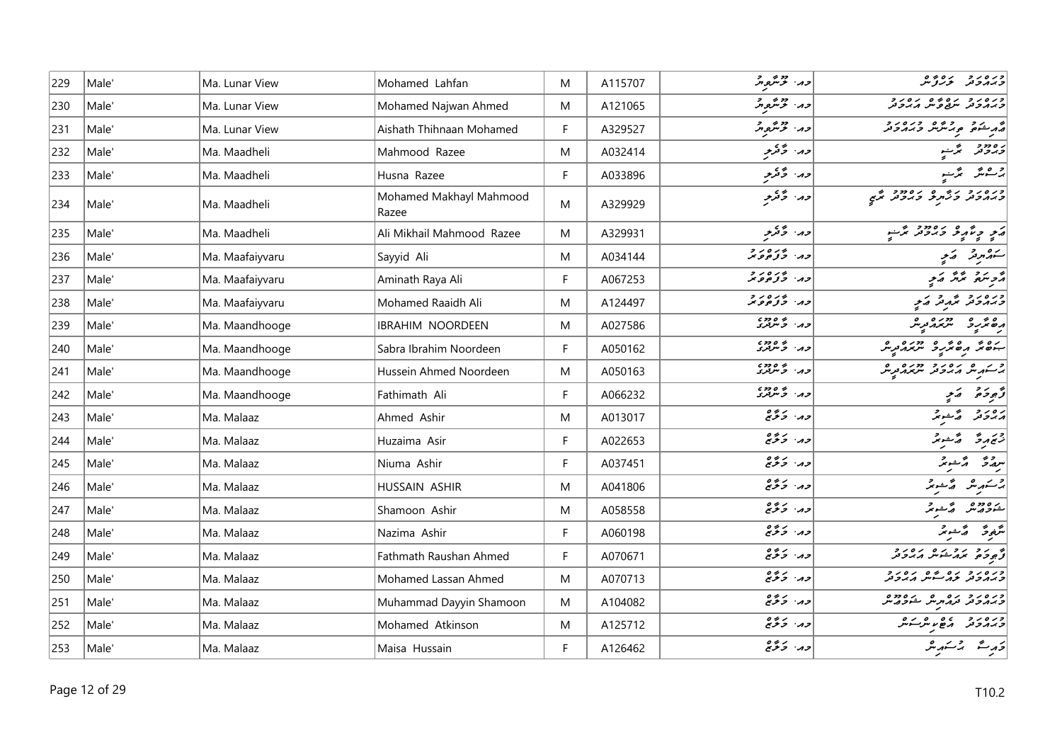| 229 | Male' | Ma. Lunar View | Mohamed Lahfan | M | A115707 | މއ. ލޫނަރވިއު | މުހައްމަދު ލަހްފާން |
|---|---|---|---|---|---|---|---|
| 230 | Male' | Ma. Lunar View | Mohamed Najwan Ahmed | M | A121065 | މއ. ލޫނަރވިއު | މުހައްމަދު ނަޖްވާން އަޙްމަދު |
| 231 | Male' | Ma. Lunar View | Aishath Thihnaan Mohamed | F | A329527 | މއ. ލޫނަރވިއު | ޢާއިޝަތު ތިހްނާން މުހައްމަދު |
| 232 | Male' | Ma. Maadheli | Mahmood Razee | M | A032414 | މއ. މާދެލި | މަޙްމޫދު ރާޒީ |
| 233 | Male' | Ma. Maadheli | Husna Razee | F | A033896 | މއ. މާދެލި | ޙުސްނާ ރާޒީ |
| 234 | Male' | Ma. Maadheli | Mohamed Makhayl Mahmood Razee | M | A329929 | މއ. މާދެލި | މުހައްމަދު މަހާއިލް މަޙްމޫދު ރާޒީ |
| 235 | Male' | Ma. Maadheli | Ali Mikhail Mahmood Razee | M | A329931 | މއ. މާދެލި | އަލީ މީކާއިލް މަޙްމޫދު ރާޒީ |
| 236 | Male' | Ma. Maafaiyvaru | Sayyid Ali | M | A034144 | މއ. މާފައްވަރު | ސައްޔިދު އަލީ |
| 237 | Male' | Ma. Maafaiyvaru | Aminath Raya Ali | F | A067253 | މއ. މާފައްވަރު | އާމިނަތު ރާޔާ އަލީ |
| 238 | Male' | Ma. Maafaiyvaru | Mohamed Raaidh Ali | M | A124497 | މއ. މާފައްވަރު | މުހައްމަދު ރާއިދު އަލީ |
| 239 | Male' | Ma. Maandhooge | IBRAHIM NOORDEEN | M | A027586 | މއ. މާންދޫގެ | އިބްރާހީމް ނޫރުއްދީން |
| 240 | Male' | Ma. Maandhooge | Sabra Ibrahim Noordeen | F | A050162 | މއ. މާންދޫގެ | ސަބްރާ އިބްރާހީމް ނޫރުއްދީން |
| 241 | Male' | Ma. Maandhooge | Hussein Ahmed Noordeen | M | A050163 | މއ. މާންދޫގެ | ހުސައިން އަޙްމަދު ނޫރުއްދީން |
| 242 | Male' | Ma. Maandhooge | Fathimath Ali | F | A066232 | މއ. މާންދޫގެ | ފާތިމަތު އަލީ |
| 243 | Male' | Ma. Malaaz | Ahmed Ashir | M | A013017 | މއ. މަލާޒް | އަޙްމަދު އާޝިރު |
| 244 | Male' | Ma. Malaaz | Huzaima Asir | F | A022653 | މއ. މަލާޒް | ހުޒައިމާ އާސިރު |
| 245 | Male' | Ma. Malaaz | Niuma Ashir | F | A037451 | މއ. މަލާޒް | ނިއުމާ އާޝިރު |
| 246 | Male' | Ma. Malaaz | HUSSAIN ASHIR | M | A041806 | މއ. މަލާޒް | ހުސައިން އާޝިރު |
| 247 | Male' | Ma. Malaaz | Shamoon Ashir | M | A058558 | މއ. މަލާޒް | ޝަމްޢޫން އާޝިރު |
| 248 | Male' | Ma. Malaaz | Nazima Ashir | F | A060198 | މއ. މަލާޒް | ނާޒިމާ އާޝިރު |
| 249 | Male' | Ma. Malaaz | Fathmath Raushan Ahmed | F | A070671 | މއ. މަލާޒް | ފާތިމަތު ރައުޝަން އަޙްމަދު |
| 250 | Male' | Ma. Malaaz | Mohamed Lassan Ahmed | M | A070713 | މއ. މަލާޒް | މުހައްމަދު ލައްސާން އަޙްމަދު |
| 251 | Male' | Ma. Malaaz | Muhammad Dayyin Shamoon | M | A104082 | މއ. މަލާޒް | މުހައްމަދު ދައްޔިން ޝަމްޢޫން |
| 252 | Male' | Ma. Malaaz | Mohamed Atkinson | M | A125712 | މއ. މަލާޒް | މުހައްމަދު އެޓްކިންސަން |
| 253 | Male' | Ma. Malaaz | Maisa Hussain | F | A126462 | މއ. މަލާޒް | މައިސާ ހުސައިން |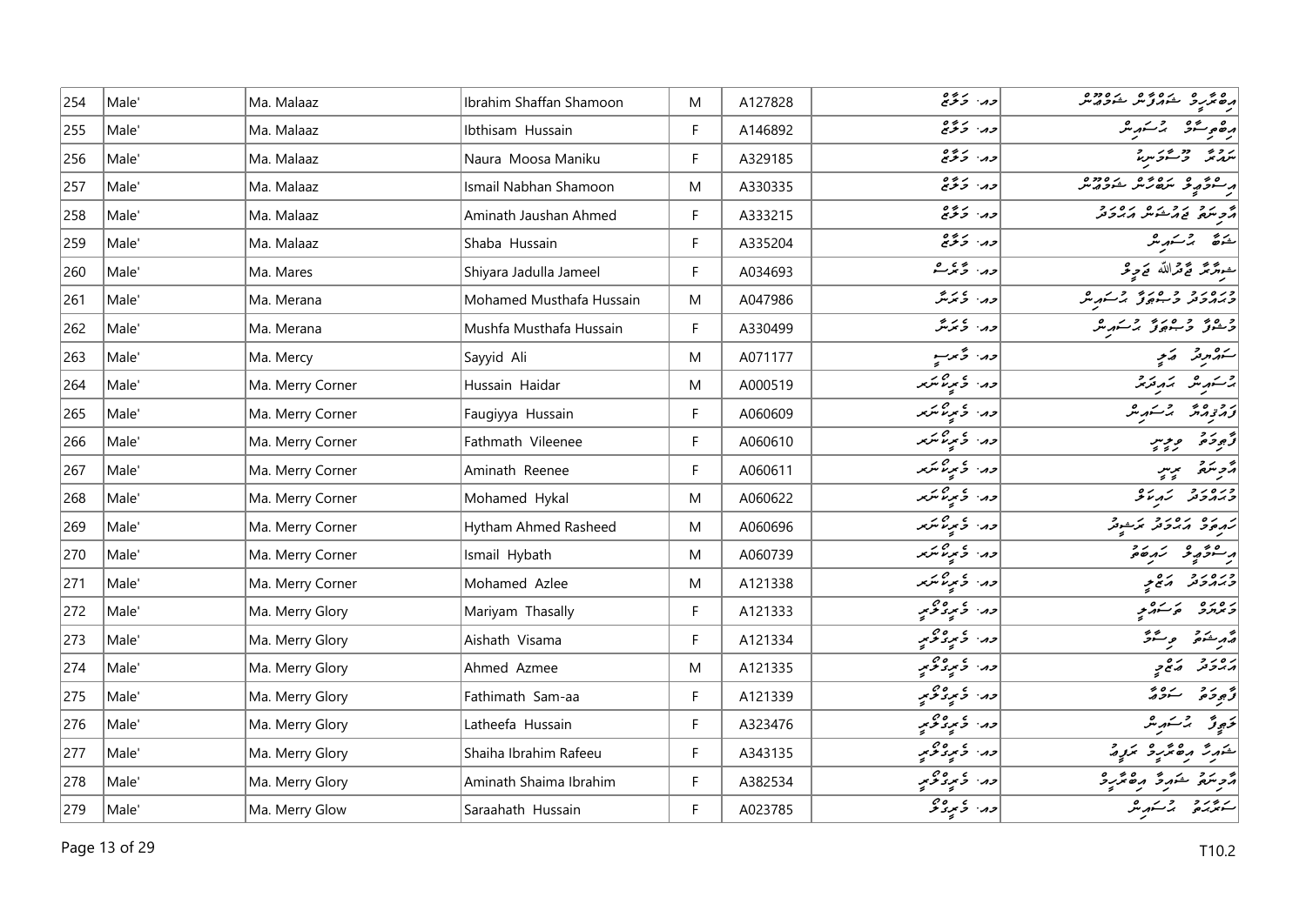| 254 | Male' | Ma. Malaaz | Ibrahim Shaffan Shamoon | M | A127828 | މއ. މަލާޒް | އިބްރާހީމް ޝައްފާން ޝަމޫނު |
|---|---|---|---|---|---|---|---|
| 255 | Male' | Ma. Malaaz | Ibthisam Hussain | F | A146892 | މއ. މަލާޒް | އިބްތިސާމް ހުސައިން |
| 256 | Male' | Ma. Malaaz | Naura Moosa Maniku | F | A329185 | މއ. މަލާޒް | ނައުރާ މޫސާމަނިކު |
| 257 | Male' | Ma. Malaaz | Ismail Nabhan Shamoon | M | A330335 | މއ. މަލާޒް | އިސްމާއީލް ނަބްހާން ޝަމޫނު |
| 258 | Male' | Ma. Malaaz | Aminath Jaushan Ahmed | F | A333215 | މއ. މަލާޒް | އާމިނަތު ޖައުޝަން އަޙްމަދު |
| 259 | Male' | Ma. Malaaz | Shaba Hussain | F | A335204 | މއ. މަލާޒް | ޝަބާ ހުސައިން |
| 260 | Male' | Ma. Mares | Shiyara Jadulla Jameel | F | A034693 | މއ. މާރެސް | ޝިޔާރާ ޖާދުﷲ ޖަމީލް |
| 261 | Male' | Ma. Merana | Mohamed Musthafa Hussain | M | A047986 | މއ. މެރަނާ | މުޙައްމަދު މުސްތަފާ ހުސައިން |
| 262 | Male' | Ma. Merana | Mushfa Musthafa Hussain | F | A330499 | މއ. މެރަނާ | މުޝްފާ މުސްތަފާ ހުސައިން |
| 263 | Male' | Ma. Mercy | Sayyid Ali | M | A071177 | މއ. މާރސީ | ސައްޔިދު އަލި |
| 264 | Male' | Ma. Merry Corner | Hussain Haidar | M | A000519 | މއ. މެރިކޯނަރ | ހުސައިން ހައިދަރު |
| 265 | Male' | Ma. Merry Corner | Faugiyya Hussain | F | A060609 | މއ. މެރިކޯނަރ | ފައުޤިއްޔާ ހުސައިން |
| 266 | Male' | Ma. Merry Corner | Fathmath Vileenee | F | A060610 | މއ. މެރިކޯނަރ | ފާތިމަތު ވިލީނީ |
| 267 | Male' | Ma. Merry Corner | Aminath Reenee | F | A060611 | މއ. މެރިކޯނަރ | އާމިނަތު ރީނީ |
| 268 | Male' | Ma. Merry Corner | Mohamed Hykal | M | A060622 | މއ. މެރިކޯނަރ | މުޙައްމަދު ހައިކަލް |
| 269 | Male' | Ma. Merry Corner | Hytham Ahmed Rasheed | M | A060696 | މއ. މެރިކޯނަރ | ހައިތަމް އަޙްމަދު ރަޝީދު |
| 270 | Male' | Ma. Merry Corner | Ismail Hybath | M | A060739 | މއ. މެރިކޯނަރ | އިސްމާއީލް ހައިބަތު |
| 271 | Male' | Ma. Merry Corner | Mohamed Azlee | M | A121338 | މއ. މެރިކޯނަރ | މުޙައްމަދު އަޒްލީ |
| 272 | Male' | Ma. Merry Glory | Mariyam Thasally | F | A121333 | މއ. މެރިގްލޯރީ | މަރިޔަމް ތަސައްލީ |
| 273 | Male' | Ma. Merry Glory | Aishath Visama | F | A121334 | މއ. މެރިގްލޯރީ | އާއިޝަތު ވިސާމާ |
| 274 | Male' | Ma. Merry Glory | Ahmed Azmee | M | A121335 | މއ. މެރިގްލޯރީ | އަޙްމަދު އަޒްމީ |
| 275 | Male' | Ma. Merry Glory | Fathimath Sam-aa | F | A121339 | މއ. މެރިގްލޯރީ | ފާތިމަތު ސަމްއާ |
| 276 | Male' | Ma. Merry Glory | Latheefa Hussain | F | A323476 | މއ. މެރިގްލޯރީ | ލަތީފާ ހުސައިން |
| 277 | Male' | Ma. Merry Glory | Shaiha Ibrahim Rafeeu | F | A343135 | މއ. މެރިގްލޯރީ | ޝައިހާ އިބްރާހީމް ރަފީއު |
| 278 | Male' | Ma. Merry Glory | Aminath Shaima Ibrahim | F | A382534 | މއ. މެރިގްލޯރީ | އާމިނަތު ޝައިމާ އިބްރާހީމް |
| 279 | Male' | Ma. Merry Glow | Saraahath Hussain | F | A023785 | މއ. މެރިގްލޯ | ސަރާހަތު ހުސައިން |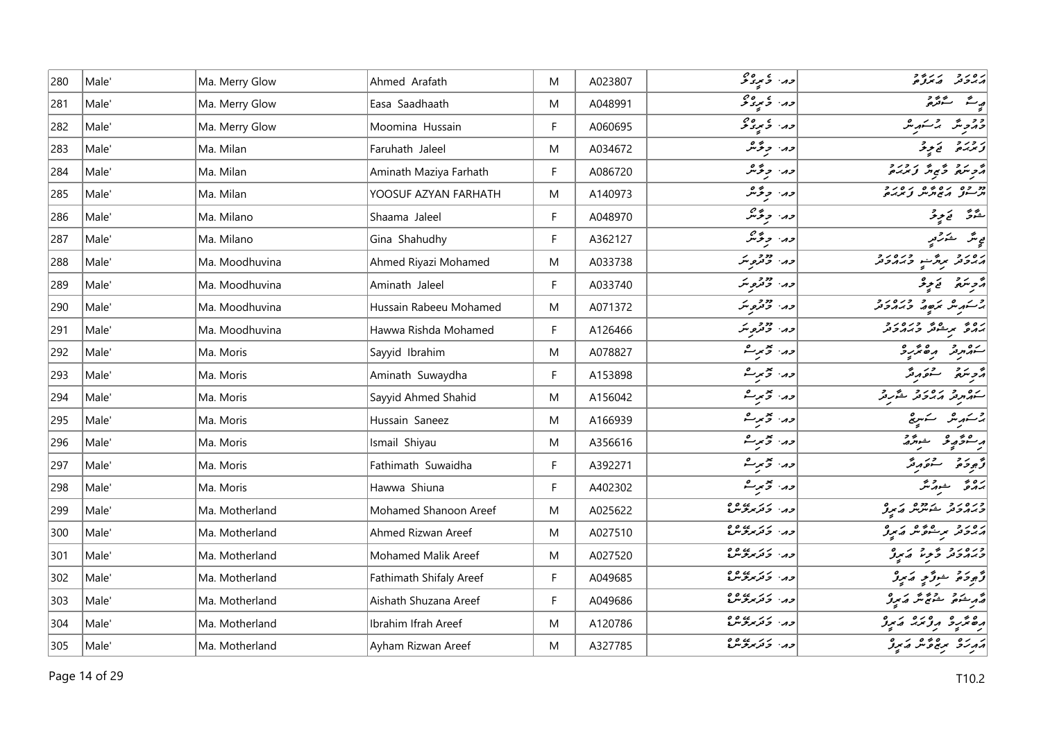| 280 | Male' | Ma. Merry Glow | Ahmed Arafath | M | A023807 | މއ. މެރީގްލޯ | އަޙްމަދު އަރަފާތު |
|---|---|---|---|---|---|---|---|
| 281 | Male' | Ma. Merry Glow | Easa Saadhaath | M | A048991 | މއ. މެރީގްލޯ | ޢީސާ ސަޢާދާތު |
| 282 | Male' | Ma. Merry Glow | Moomina Hussain | F | A060695 | މއ. މެރީގްލޯ | މޫމިނާ ހުސައިން |
| 283 | Male' | Ma. Milan | Faruhath Jaleel | M | A034672 | މއ. މިލާން | ފަރުހަތު ޖަލީލު |
| 284 | Male' | Ma. Milan | Aminath Maziya Farhath | F | A086720 | މއ. މިލާން | އާމިނަތު މާޒިޔާ ފަރުހަތު |
| 285 | Male' | Ma. Milan | YOOSUF AZYAN FARHATH | M | A140973 | މއ. މިލާން | ޔޫސުފު އަޒްޔާން ފަރުހަތު |
| 286 | Male' | Ma. Milano | Shaama Jaleel | F | A048970 | މއ. މިލާނޯ | ޝާމާ ޖަލީލު |
| 287 | Male' | Ma. Milano | Gina Shahudhy | F | A362127 | މއ. މިލާނޯ | ޖީނާ ޝަހުދީ |
| 288 | Male' | Ma. Moodhuvina | Ahmed Riyazi Mohamed | M | A033738 | މއ. މޫދުވިނަ | އަޙްމަދު ރިޔާޒީ މުޙައްމަދު |
| 289 | Male' | Ma. Moodhuvina | Aminath Jaleel | F | A033740 | މއ. މޫދުވިނަ | އާމިނަތު ޖަލީލު |
| 290 | Male' | Ma. Moodhuvina | Hussain Rabeeu Mohamed | M | A071372 | މއ. މޫދުވިނަ | ހުސައިން ރަބީޢު މުޙައްމަދު |
| 291 | Male' | Ma. Moodhuvina | Hawwa Rishda Mohamed | F | A126466 | މއ. މޫދުވިނަ | ޙައްވާ ރިޝްދާ މުޙައްމަދު |
| 292 | Male' | Ma. Moris | Sayyid Ibrahim | M | A078827 | މއ. މޯރިސް | ސައްޔިދު އިބްރާހިމް |
| 293 | Male' | Ma. Moris | Aminath Suwaydha | F | A153898 | މއ. މޯރިސް | އާމިނަތު ސުވައިދާ |
| 294 | Male' | Ma. Moris | Sayyid Ahmed Shahid | M | A156042 | މއ. މޯރިސް | ސައްޔިދު އަޙްމަދު ޝާހިދު |
| 295 | Male' | Ma. Moris | Hussain Saneez | M | A166939 | މއ. މޯރިސް | ހުސައިން ސަނީޒް |
| 296 | Male' | Ma. Moris | Ismail Shiyau | M | A356616 | މއ. މޯރިސް | އިސްމާޢީލް ޝިޔާއު |
| 297 | Male' | Ma. Moris | Fathimath Suwaidha | F | A392271 | މއ. މޯރިސް | ފާތިމަތު ސުވައިދާ |
| 298 | Male' | Ma. Moris | Hawwa Shiuna | F | A402302 | މއ. މޯރިސް | ޙައްވާ ޝިއުނާ |
| 299 | Male' | Ma. Motherland | Mohamed Shanoon Areef | M | A025622 | މއ. މަދަރލޭންޑް | މުޙައްމަދު ޝަނޫން އަރީފް |
| 300 | Male' | Ma. Motherland | Ahmed Rizwan Areef | M | A027510 | މއ. މަދަރލޭންޑް | އަޙްމަދު ރިޒްވާން އަރީފް |
| 301 | Male' | Ma. Motherland | Mohamed Malik Areef | M | A027520 | މއ. މަދަރލޭންޑް | މުޙައްމަދު މާލިކް އަރީފް |
| 302 | Male' | Ma. Motherland | Fathimath Shifaly Areef | F | A049685 | މއ. މަދަރލޭންޑް | ފާތިމަތު ޝިފާލީ އަރީފް |
| 303 | Male' | Ma. Motherland | Aishath Shuzana Areef | F | A049686 | މއ. މަދަރލޭންޑް | އާއިޝަތު ޝުޒާނާ އަރީފް |
| 304 | Male' | Ma. Motherland | Ibrahim Ifrah Areef | M | A120786 | މއ. މަދަރލޭންޑް | އިބްރާހިމް އިފްރާހް އަރީފް |
| 305 | Male' | Ma. Motherland | Ayham Rizwan Areef | M | A327785 | މއ. މަދަރލޭންޑް | އައިހަމް ރިޒްވާން އަރީފް |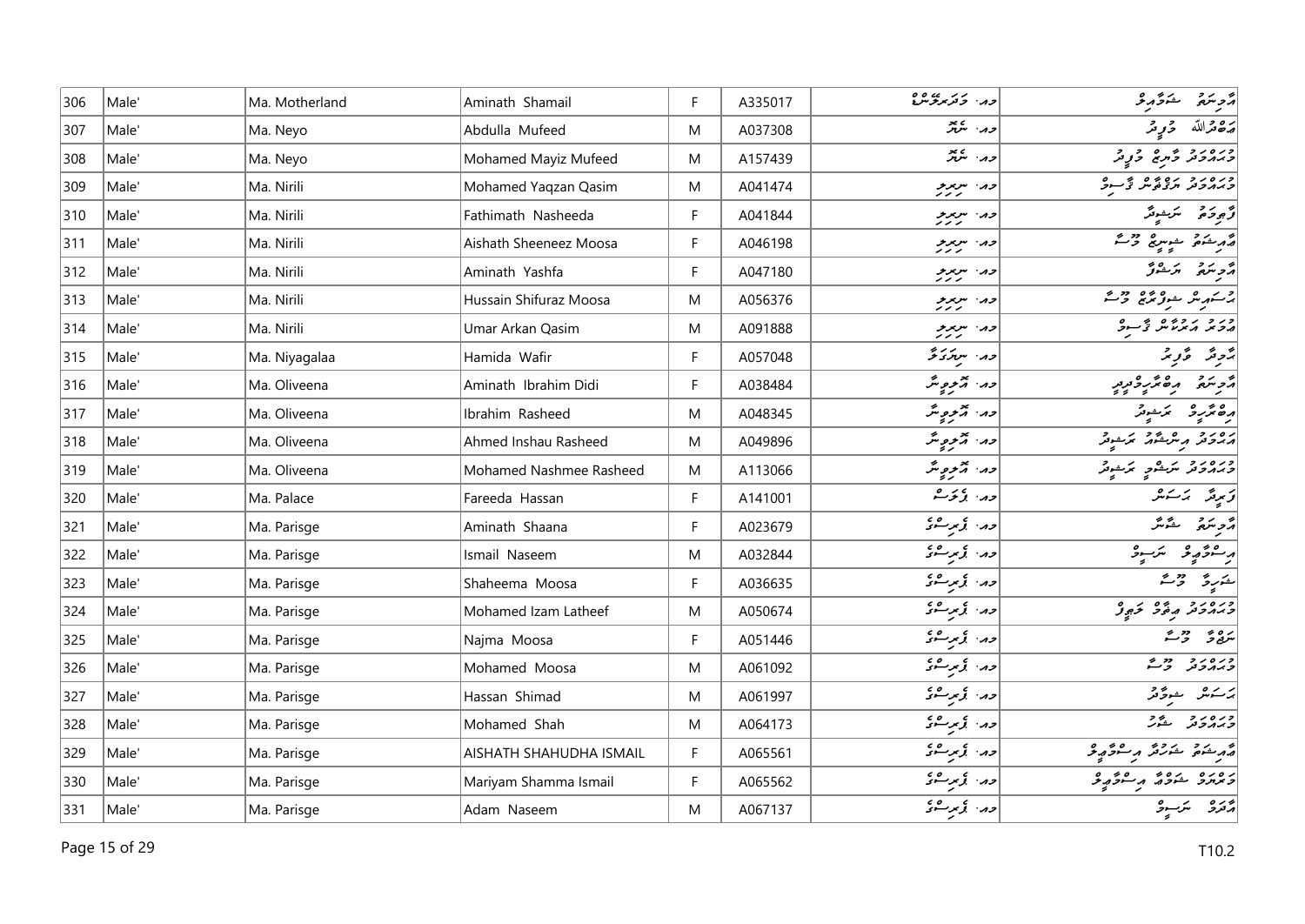| 306 | Male' | Ma. Motherland | Aminath Shamail | F | A335017 | މަ. މަދަރލޭންޑް | އާމިނަތު ޝަމާއިލް |
|---|---|---|---|---|---|---|---|
| 307 | Male' | Ma. Neyo | Abdulla Mufeed | M | A037308 | މަ. ނޭޔޯ | އަބްދުއްލާ މުފީދު |
| 308 | Male' | Ma. Neyo | Mohamed Mayiz Mufeed | M | A157439 | މަ. ނޭޔޯ | މުޙައްމަދު މާއިޒް މުފީދު |
| 309 | Male' | Ma. Nirili | Mohamed Yaqzan Qasim | M | A041474 | މަ. ނިރިލި | މުޙައްމަދު ޔަޤްޒާން ޤާސިމް |
| 310 | Male' | Ma. Nirili | Fathimath Nasheeda | F | A041844 | މަ. ނިރިލި | ފާތިމަތު ނަޝީދާ |
| 311 | Male' | Ma. Nirili | Aishath Sheeneez Moosa | F | A046198 | މަ. ނިރިލި | އާއިޝަތު ޝީނީޒް މޫސާ |
| 312 | Male' | Ma. Nirili | Aminath Yashfa | F | A047180 | މަ. ނިރިލި | އާމިނަތު ޔަޝްފާ |
| 313 | Male' | Ma. Nirili | Hussain Shifuraz Moosa | M | A056376 | މަ. ނިރިލި | ހުސައިން ޝިފުރާޒް މޫސާ |
| 314 | Male' | Ma. Nirili | Umar Arkan Qasim | M | A091888 | މަ. ނިރިލި | ޢުމަރު އަރްކާން ޤާސިމް |
| 315 | Male' | Ma. Niyagalaa | Hamida Wafir | F | A057048 | މަ. ނިޔަގަލާ | ހާމިދާ ވާފިރު |
| 316 | Male' | Ma. Oliveena | Aminath Ibrahim Didi | F | A038484 | މަ. އޮލިވީނާ | އާމިނަތު އިބްރާހިމްދީދީ |
| 317 | Male' | Ma. Oliveena | Ibrahim Rasheed | M | A048345 | މަ. އޮލިވީނާ | އިބްރާހިމް ރަޝީދު |
| 318 | Male' | Ma. Oliveena | Ahmed Inshau Rasheed | M | A049896 | މަ. އޮލިވީނާ | އަޙްމަދު އިންޝާއު ރަޝީދު |
| 319 | Male' | Ma. Oliveena | Mohamed Nashmee Rasheed | M | A113066 | މަ. އޮލިވީނާ | މުޙައްމަދު ނަޝްމީ ރަޝީދު |
| 320 | Male' | Ma. Palace | Fareeda Hassan | F | A141001 | މަ. ޕެލަސް | ފަރީދާ ހަސަން |
| 321 | Male' | Ma. Parisge | Aminath Shaana | F | A023679 | މަ. ޕެރިސްގެ | އާމިނަތު ޝާނާ |
| 322 | Male' | Ma. Parisge | Ismail Naseem | M | A032844 | މަ. ޕެރިސްގެ | އިސްމާޢީލް ނަސީމް |
| 323 | Male' | Ma. Parisge | Shaheema Moosa | F | A036635 | މަ. ޕެރިސްގެ | ޝަހީމާ މޫސާ |
| 324 | Male' | Ma. Parisge | Mohamed Izam Latheef | M | A050674 | މަ. ޕެރިސްގެ | މުޙައްމަދު އިޢާމް ލަޠީފް |
| 325 | Male' | Ma. Parisge | Najma Moosa | F | A051446 | މަ. ޕެރިސްގެ | ނަޖްމާ މޫސާ |
| 326 | Male' | Ma. Parisge | Mohamed Moosa | M | A061092 | މަ. ޕެރިސްގެ | މުޙައްމަދު މޫސާ |
| 327 | Male' | Ma. Parisge | Hassan Shimad | M | A061997 | މަ. ޕެރިސްގެ | ހަސަން ޝިމާދު |
| 328 | Male' | Ma. Parisge | Mohamed Shah | M | A064173 | މަ. ޕެރިސްގެ | މުޙައްމަދު ޝާހު |
| 329 | Male' | Ma. Parisge | AISHATH SHAHUDHA ISMAIL | F | A065561 | މަ. ޕެރިސްގެ | އާއިޝަތު ޝަހުދާ އިސްމާޢީލް |
| 330 | Male' | Ma. Parisge | Mariyam Shamma Ismail | F | A065562 | މަ. ޕެރިސްގެ | މަރިޔަމް ޝައްމާ އިސްމާޢީލް |
| 331 | Male' | Ma. Parisge | Adam Naseem | M | A067137 | މަ. ޕެރިސްގެ | އާދަމް ނަސީމް |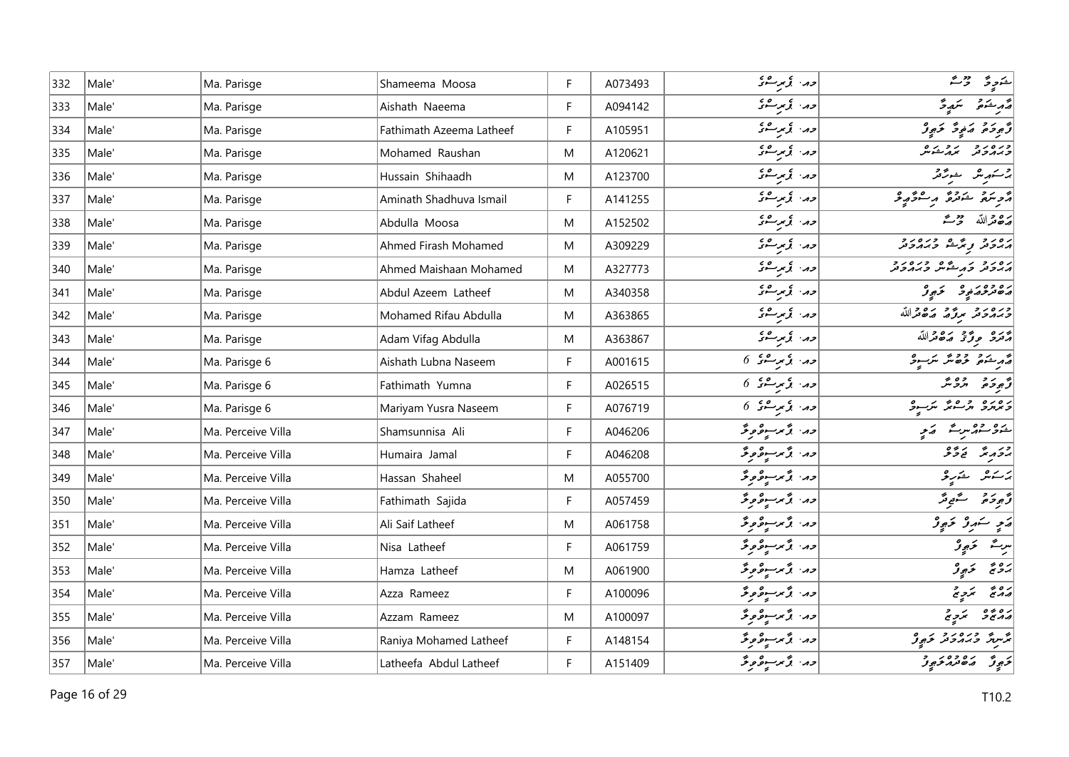| 332 | Male' | Ma. Parisge | Shameema Moosa | F | A073493 | މއ. ޕެރިސްގެ | ޝަމީމާ މޫސާ |
|---|---|---|---|---|---|---|---|
| 333 | Male' | Ma. Parisge | Aishath Naeema | F | A094142 | މއ. ޕެރިސްގެ | އާއިޝަތު ނައީމާ |
| 334 | Male' | Ma. Parisge | Fathimath Azeema Latheef | F | A105951 | މއ. ޕެރިސްގެ | ފާތިމަތު އަޒީމާ ލަތީފު |
| 335 | Male' | Ma. Parisge | Mohamed Raushan | M | A120621 | މއ. ޕެރިސްގެ | މުހައްމަދު ރައުޝަން |
| 336 | Male' | Ma. Parisge | Hussain Shihaadh | M | A123700 | މއ. ޕެރިސްގެ | ހުސައިން ޝިހާދު |
| 337 | Male' | Ma. Parisge | Aminath Shadhuva Ismail | F | A141255 | މއ. ޕެރިސްގެ | އާމިނަތު ޝަދުވާ އިސްމާއީލު |
| 338 | Male' | Ma. Parisge | Abdulla Moosa | M | A152502 | މއ. ޕެރިސްގެ | އަބްދުﷲ މޫސާ |
| 339 | Male' | Ma. Parisge | Ahmed Firash Mohamed | M | A309229 | މއ. ޕެރިސްގެ | އަހްމަދު ފިރާޝް މުހައްމަދު |
| 340 | Male' | Ma. Parisge | Ahmed Maishaan Mohamed | M | A327773 | މއ. ޕެރިސްގެ | އަހްމަދު މައިޝާން މުހައްމަދު |
| 341 | Male' | Ma. Parisge | Abdul Azeem Latheef | M | A340358 | މއ. ޕެރިސްގެ | އަބްދުލްއަޒީމް ލަތީފު |
| 342 | Male' | Ma. Parisge | Mohamed Rifau Abdulla | M | A363865 | މއ. ޕެރިސްގެ | މުހައްމަދު ރިފާއު އަބްދުﷲ |
| 343 | Male' | Ma. Parisge | Adam Vifag Abdulla | M | A363867 | މއ. ޕެރިސްގެ | އާދަމް ވިފާގު އަބްދުﷲ |
| 344 | Male' | Ma. Parisge 6 | Aishath Lubna Naseem | F | A001615 | މއ. ޕެރިސްގެ 6 | އާއިޝަތު ލުބްނާ ނަސީމް |
| 345 | Male' | Ma. Parisge 6 | Fathimath Yumna | F | A026515 | މއ. ޕެރިސްގެ 6 | ފާތިމަތު ޔުމްނާ |
| 346 | Male' | Ma. Parisge 6 | Mariyam Yusra Naseem | F | A076719 | މއ. ޕެރިސްގެ 6 | މަރިޔަމް ޔުސްރާ ނަސީމް |
| 347 | Male' | Ma. Perceive Villa | Shamsunnisa Ali | F | A046206 | މއ. ޕާރސީވްވިލާ | ޝަމްސުންނިސާ އަލި |
| 348 | Male' | Ma. Perceive Villa | Humaira Jamal | F | A046208 | މއ. ޕާރސީވްވިލާ | ހުމައިރާ ޖަމާލް |
| 349 | Male' | Ma. Perceive Villa | Hassan Shaheel | M | A055700 | މއ. ޕާރސީވްވިލާ | ހަސަން ޝަހީލް |
| 350 | Male' | Ma. Perceive Villa | Fathimath Sajida | F | A057459 | މއ. ޕާރސީވްވިލާ | ފާތިމަތު ސާޖިދާ |
| 351 | Male' | Ma. Perceive Villa | Ali Saif Latheef | M | A061758 | މއ. ޕާރސީވްވިލާ | އަލި ސައިފް ލަތީފް |
| 352 | Male' | Ma. Perceive Villa | Nisa Latheef | F | A061759 | މއ. ޕާރސީވްވިލާ | ނިސާ ލަތީފް |
| 353 | Male' | Ma. Perceive Villa | Hamza Latheef | M | A061900 | މއ. ޕާރސީވްވިލާ | ހަމްޒާ ލަތީފް |
| 354 | Male' | Ma. Perceive Villa | Azza Rameez | F | A100096 | މއ. ޕާރސީވްވިލާ | އައްޒާ ރަމީޒު |
| 355 | Male' | Ma. Perceive Villa | Azzam Rameez | M | A100097 | މއ. ޕާރސީވްވިލާ | އައްޒާމް ރަމީޒު |
| 356 | Male' | Ma. Perceive Villa | Raniya Mohamed Latheef | F | A148154 | މއ. ޕާރސީވްވިލާ | ރާނިޔާ މުހައްމަދު ލަތީފް |
| 357 | Male' | Ma. Perceive Villa | Latheefa Abdul Latheef | F | A151409 | މއ. ޕާރސީވްވިލާ | ލަތީފާ އަބްދުއްލަތީފް |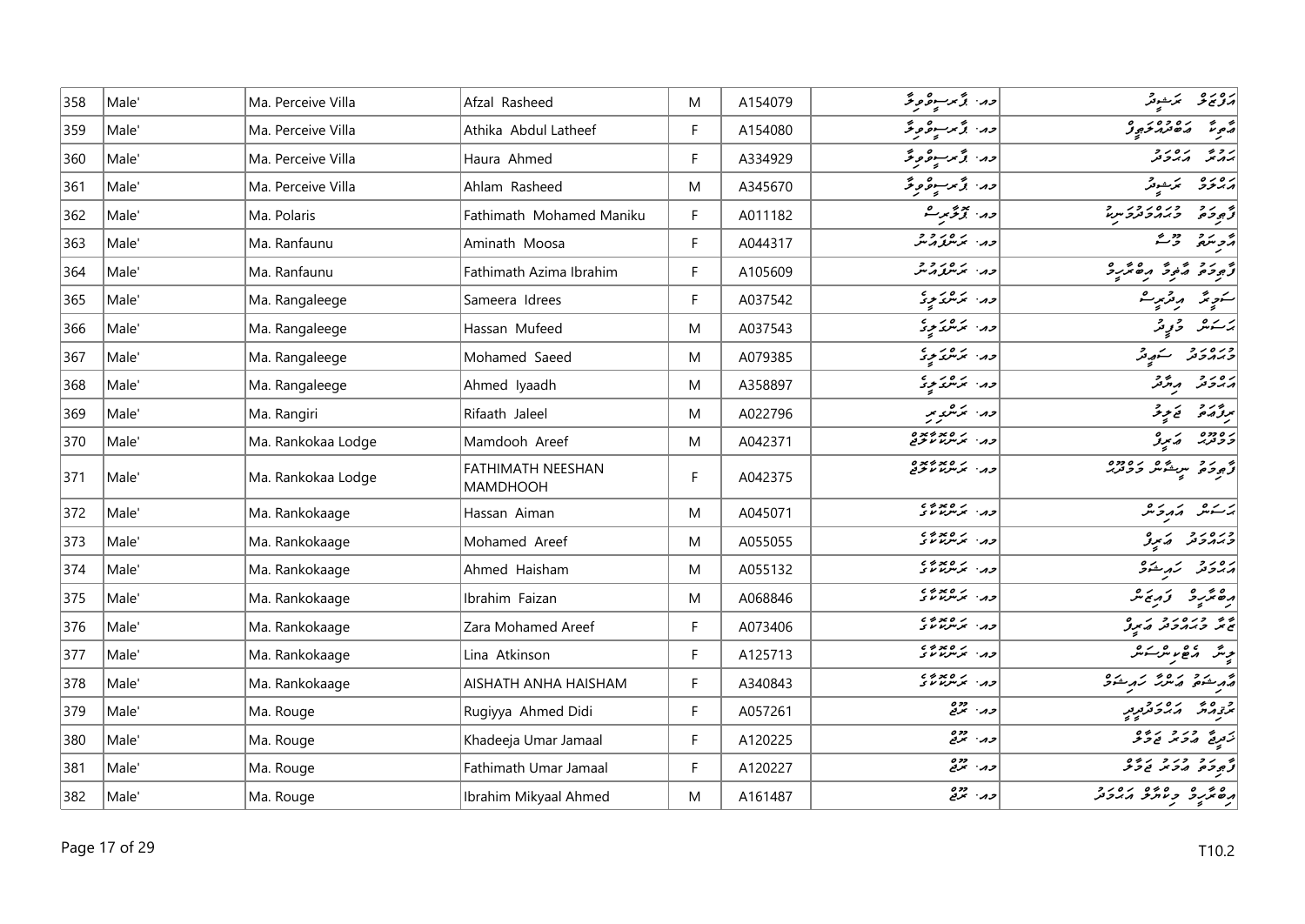| 358 | Male' | Ma. Perceive Villa | Afzal Rasheed | M | A154079 | މއ. ޕާރސީވްވިލާ | އަފްޒަލް ރަޝީދު |
|---|---|---|---|---|---|---|---|
| 359 | Male' | Ma. Perceive Villa | Athika Abdul Latheef | F | A154080 | މއ. ޕާރސީވްވިލާ | އާތިކާ އަބްދުއްލަޠީފު |
| 360 | Male' | Ma. Perceive Villa | Haura Ahmed | F | A334929 | މއ. ޕާރސީވްވިލާ | ހައުރާ އަހުމަދު |
| 361 | Male' | Ma. Perceive Villa | Ahlam Rasheed | M | A345670 | މއ. ޕާރސީވްވިލާ | އަހުލާމް ރަޝީދު |
| 362 | Male' | Ma. Polaris | Fathimath Mohamed Maniku | F | A011182 | މއ. ޕޮލާރިސް | ފާތިމަތު މުހައްމަދުމަނިކު |
| 363 | Male' | Ma. Ranfaunu | Aminath Moosa | F | A044317 | މއ. ރަންފައުނު | އާމިނަތު މޫސާ |
| 364 | Male' | Ma. Ranfaunu | Fathimath Azima Ibrahim | F | A105609 | މއ. ރަންފައުނު | ފާތިމަތު އާޒިމާ އިބްރާހީމް |
| 365 | Male' | Ma. Rangaleege | Sameera Idrees | F | A037542 | މއ. ރަނގަލީގެ | ސަމީރާ އިދްރީސް |
| 366 | Male' | Ma. Rangaleege | Hassan Mufeed | M | A037543 | މއ. ރަނގަލީގެ | ހަސަން މުފީދު |
| 367 | Male' | Ma. Rangaleege | Mohamed Saeed | M | A079385 | މއ. ރަނގަލީގެ | މުހައްމަދު ސައީދު |
| 368 | Male' | Ma. Rangaleege | Ahmed Iyaadh | M | A358897 | މއ. ރަނގަލީގެ | އަހުމަދު އިޔާދު |
| 369 | Male' | Ma. Rangiri | Rifaath Jaleel | M | A022796 | މއ. ރަނގިރި | ރިފާއަތު ޖަލީލު |
| 370 | Male' | Ma. Rankokaa Lodge | Mamdooh Areef | M | A042371 | މއ. ރަންކޮކާލޮޖް | މަމްދޫހު އަރީފު |
| 371 | Male' | Ma. Rankokaa Lodge | FATHIMATH NEESHAN MAMDHOOH | F | A042375 | މއ. ރަންކޮކާލޮޖް | ފާތިމަތު ނީޝާން މަމްދޫހު |
| 372 | Male' | Ma. Rankokaage | Hassan Aiman | M | A045071 | މއ. ރަންކޮކާގެ | ހަސަން އައިމަން |
| 373 | Male' | Ma. Rankokaage | Mohamed Areef | M | A055055 | މއ. ރަންކޮކާގެ | މުހައްމަދު އަރީފު |
| 374 | Male' | Ma. Rankokaage | Ahmed Haisham | M | A055132 | މއ. ރަންކޮކާގެ | އަހުމަދު ހައިޝަމް |
| 375 | Male' | Ma. Rankokaage | Ibrahim Faizan | M | A068846 | މއ. ރަންކޮކާގެ | އިބްރާހީމް ފައިޒަން |
| 376 | Male' | Ma. Rankokaage | Zara Mohamed Areef | F | A073406 | މއ. ރަންކޮކާގެ | ޒާރާ މުހައްމަދު އަރީފު |
| 377 | Male' | Ma. Rankokaage | Lina Atkinson | F | A125713 | މއ. ރަންކޮކާގެ | ލީނާ އެޓްކިންސަން |
| 378 | Male' | Ma. Rankokaage | AISHATH ANHA HAISHAM | F | A340843 | މއ. ރަންކޮކާގެ | އައިޝަތު އަންހާ ހައިޝަމް |
| 379 | Male' | Ma. Rouge | Rugiyya Ahmed Didi | F | A057261 | މއ. ރޫޖް | ރުގިއްޔާ އަހުމަދުދީދީ |
| 380 | Male' | Ma. Rouge | Khadeeja Umar Jamaal | F | A120225 | މއ. ރޫޖް | ޚަދީޖާ އުމަރު ޖަމާލް |
| 381 | Male' | Ma. Rouge | Fathimath Umar Jamaal | F | A120227 | މއ. ރޫޖް | ފާތިމަތު އުމަރު ޖަމާލް |
| 382 | Male' | Ma. Rouge | Ibrahim Mikyaal Ahmed | M | A161487 | މއ. ރޫޖް | އިބްރާހީމް މިކްޔާލް އަހުމަދު |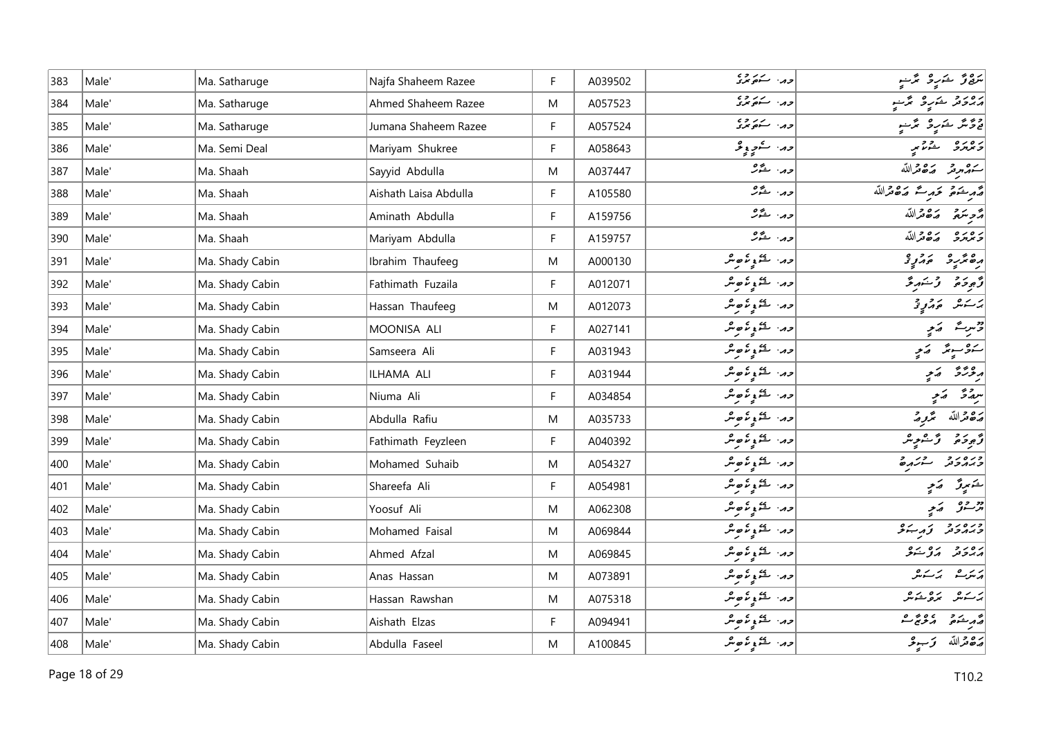| 383 | Male' | Ma. Satharuge | Najfa Shaheem Razee | F | A039502 | މއ. ސަތަރުގެ | ނަޖުފާ ޝަހީމް ރާޒީ |
|---|---|---|---|---|---|---|---|
| 384 | Male' | Ma. Satharuge | Ahmed Shaheem Razee | M | A057523 | މއ. ސަތަރުގެ | އަހުމަދު ޝަހީމް ރާޒީ |
| 385 | Male' | Ma. Satharuge | Jumana Shaheem Razee | F | A057524 | މއ. ސަތަރުގެ | ޖުމާނާ ޝަހީމް ރާޒީ |
| 386 | Male' | Ma. Semi Deal | Mariyam Shukree | F | A058643 | މއ. ސެމިޑީލް | މަރިޔަމް ޝުކުރީ |
| 387 | Male' | Ma. Shaah | Sayyid Abdulla | M | A037447 | މއ. ޝާހް | ސައްޔިދު އަބްދުاللهِ |
| 388 | Male' | Ma. Shaah | Aishath Laisa Abdulla | F | A105580 | މއ. ޝާހް | އައިޝަތު ލައިސާ އަބްދުاللهِ |
| 389 | Male' | Ma. Shaah | Aminath Abdulla | F | A159756 | މއ. ޝާހް | އާމިނަތު އަބްދުاللهِ |
| 390 | Male' | Ma. Shaah | Mariyam Abdulla | F | A159757 | މއ. ޝާހް | މަރިޔަމް އަބްދުاللهِ |
| 391 | Male' | Ma. Shady Cabin | Ibrahim Thaufeeg | M | A000130 | މއ. ޝޭޑީކެބިން | އިބްރާހީމް ތައުފީގު |
| 392 | Male' | Ma. Shady Cabin | Fathimath Fuzaila | F | A012071 | މއ. ޝޭޑީކެބިން | ފާތިމަތު ފުޒައިލާ |
| 393 | Male' | Ma. Shady Cabin | Hassan Thaufeeg | M | A012073 | މއ. ޝޭޑީކެބިން | ހަސަން ތައުފީގު |
| 394 | Male' | Ma. Shady Cabin | MOONISA ALI | F | A027141 | މއ. ޝޭޑީކެބިން | މޫނިސާ ޢަލީ |
| 395 | Male' | Ma. Shady Cabin | Samseera Ali | F | A031943 | މއ. ޝޭޑީކެބިން | ސަމްސީރާ ޢަލީ |
| 396 | Male' | Ma. Shady Cabin | ILHAMA ALI | F | A031944 | މއ. ޝޭޑީކެބިން | އިލްހާމާ ޢަލީ |
| 397 | Male' | Ma. Shady Cabin | Niuma Ali | F | A034854 | މއ. ޝޭޑީކެބިން | ނިޢުމާ ޢަލީ |
| 398 | Male' | Ma. Shady Cabin | Abdulla Rafiu | M | A035733 | މއ. ޝޭޑީކެބިން | އަބްދުاللهِ ރާފިޢު |
| 399 | Male' | Ma. Shady Cabin | Fathimath Feyzleen | F | A040392 | މއ. ޝޭޑީކެބިން | ފާތިމަތު ފޭޒްލީން |
| 400 | Male' | Ma. Shady Cabin | Mohamed Suhaib | M | A054327 | މއ. ޝޭޑީކެބިން | މުޙައްމަދު ސުހައިބު |
| 401 | Male' | Ma. Shady Cabin | Shareefa Ali | F | A054981 | މއ. ޝޭޑީކެބިން | ޝަރީފާ ޢަލީ |
| 402 | Male' | Ma. Shady Cabin | Yoosuf Ali | M | A062308 | މއ. ޝޭޑީކެބިން | ޔޫސުފް ޢަލީ |
| 403 | Male' | Ma. Shady Cabin | Mohamed Faisal | M | A069844 | މއ. ޝޭޑީކެބިން | މުޙައްމަދު ފައިސަލް |
| 404 | Male' | Ma. Shady Cabin | Ahmed Afzal | M | A069845 | މއ. ޝޭޑީކެބިން | އަޙްމަދު އަފްޒަލް |
| 405 | Male' | Ma. Shady Cabin | Anas Hassan | M | A073891 | މއ. ޝޭޑީކެބިން | އަނަސް ހަސަން |
| 406 | Male' | Ma. Shady Cabin | Hassan Rawshan | M | A075318 | މއ. ޝޭޑީކެބިން | ހަސަން ރަވްޝަން |
| 407 | Male' | Ma. Shady Cabin | Aishath Elzas | F | A094941 | މއ. ޝޭޑީކެބިން | އައިޝަތު އެލްޒާސް |
| 408 | Male' | Ma. Shady Cabin | Abdulla Faseel | M | A100845 | މއ. ޝޭޑީކެބިން | އަބްދުاللهِ ފަސީލް |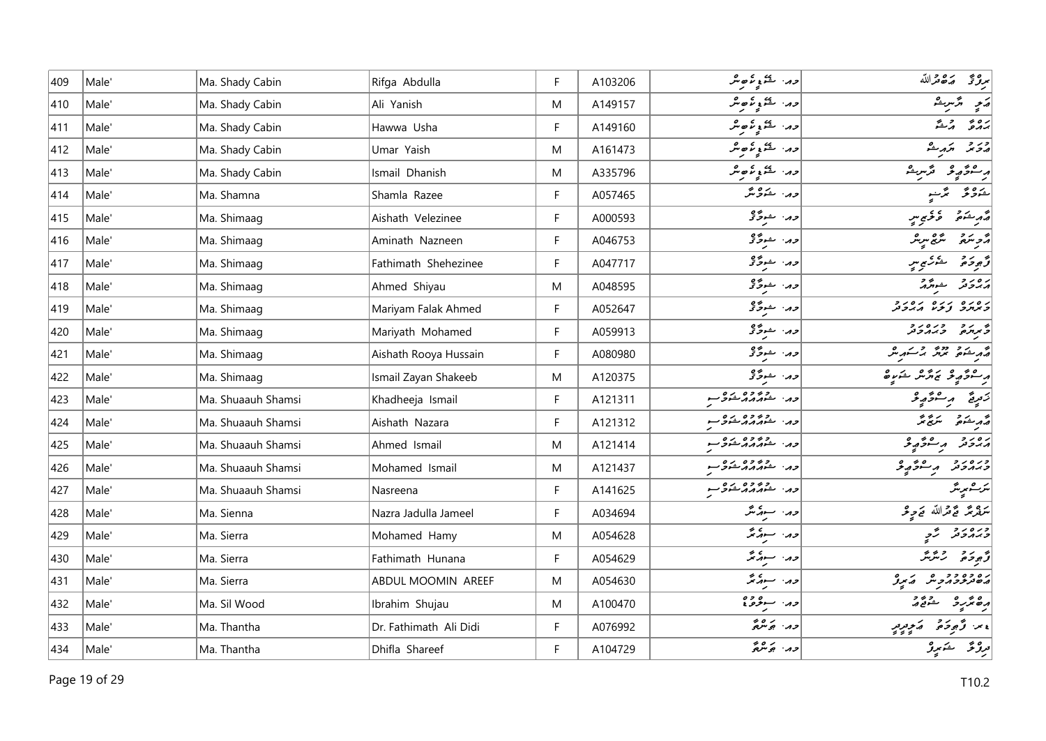| 409 | Male' | Ma. Shady Cabin | Rifga Abdulla | F | A103206 | މއ. ޝޭޑީ ކެބިން | ރިފްގާ އަބްދުﷲ |
|---|---|---|---|---|---|---|---|
| 410 | Male' | Ma. Shady Cabin | Ali Yanish | M | A149157 | މއ. ޝޭޑީ ކެބިން | އަލި ޔާނިޝް |
| 411 | Male' | Ma. Shady Cabin | Hawwa Usha | F | A149160 | މއ. ޝޭޑީ ކެބިން | ހައްވާ އުޝާ |
| 412 | Male' | Ma. Shady Cabin | Umar Yaish | M | A161473 | މއ. ޝޭޑީ ކެބިން | އުމަރު ޔައިޝް |
| 413 | Male' | Ma. Shady Cabin | Ismail Dhanish | M | A335796 | މއ. ޝޭޑީ ކެބިން | އިސްމާއީލް ދާނިޝް |
| 414 | Male' | Ma. Shamna | Shamla Razee | F | A057465 | މއ. ޝަމްނާ | ޝަމްލާ ރާޒީ |
| 415 | Male' | Ma. Shimaag | Aishath Velezinee | F | A000593 | މއ. ޝިމާގް | އާއިޝަތު ވެލެޒިނީ |
| 416 | Male' | Ma. Shimaag | Aminath Nazneen | F | A046753 | މއ. ޝިމާގް | އާމިނަތު ނާޒްނީން |
| 417 | Male' | Ma. Shimaag | Fathimath Shehezinee | F | A047717 | މއ. ޝިމާގް | ފާތިމަތު ޝެހެޒިނީ |
| 418 | Male' | Ma. Shimaag | Ahmed Shiyau | M | A048595 | މއ. ޝިމާގް | އަހުމަދު ޝިޔާއު |
| 419 | Male' | Ma. Shimaag | Mariyam Falak Ahmed | F | A052647 | މއ. ޝިމާގް | މަރިޔަމް ފަލަކް އަހުމަދު |
| 420 | Male' | Ma. Shimaag | Mariyath Mohamed | F | A059913 | މއ. ޝިމާގް | މާރިޔަތު މުޙައްމަދު |
| 421 | Male' | Ma. Shimaag | Aishath Rooya Hussain | F | A080980 | މއ. ޝިމާގް | އާއިޝަތު ރޫޔާ ހުސައިން |
| 422 | Male' | Ma. Shimaag | Ismail Zayan Shakeeb | M | A120375 | މއ. ޝިމާގް | އިސްމާއީލް ޒަޔާން ޝަކީބް |
| 423 | Male' | Ma. Shuaauh Shamsi | Khadheeja Ismail | F | A121311 | މއ. ޝުއާއުއް ޝަމްސީ | ޚަދީޖާ އިސްމާއީލް |
| 424 | Male' | Ma. Shuaauh Shamsi | Aishath Nazara | F | A121312 | މއ. ޝުއާއުއް ޝަމްސީ | އާއިޝަތު ނަޒާރާ |
| 425 | Male' | Ma. Shuaauh Shamsi | Ahmed Ismail | M | A121414 | މއ. ޝުއާއުއް ޝަމްސީ | އަހުމަދު އިސްމާއީލް |
| 426 | Male' | Ma. Shuaauh Shamsi | Mohamed Ismail | M | A121437 | މއ. ޝުއާއުއް ޝަމްސީ | މުޙައްމަދު އިސްމާއީލް |
| 427 | Male' | Ma. Shuaauh Shamsi | Nasreena | F | A141625 | މއ. ޝުއާއުއް ޝަމްސީ | ނަސްރީނާ |
| 428 | Male' | Ma. Sienna | Nazra Jadulla Jameel | F | A034694 | މއ. ސިއެނާ | ނަޒްރާ ޖަދުﷲ ޖަމީލް |
| 429 | Male' | Ma. Sierra | Mohamed Hamy | M | A054628 | މއ. ސިއެރާ | މުޙައްމަދު ހާމީ |
| 430 | Male' | Ma. Sierra | Fathimath Hunana | F | A054629 | މއ. ސިއެރާ | ފާތިމަތު ހުނާނާ |
| 431 | Male' | Ma. Sierra | ABDUL MOOMIN AREEF | M | A054630 | މއ. ސިއެރާ | އަބްދުލްމުއުމިން އަރީފް |
| 432 | Male' | Ma. Sil Wood | Ibrahim Shujau | M | A100470 | މއ. ސިލްވުޑް | އިބްރާހީމް ޝުޖާއު |
| 433 | Male' | Ma. Thantha | Dr. Fathimath Ali Didi | F | A076992 | މއ. ތަންތާ | ޑރ. ފާތިމަތު އަލިދީދީ |
| 434 | Male' | Ma. Thantha | Dhifla Shareef | F | A104729 | މއ. ތަންތާ | ދިފްލާ ޝަރީފް |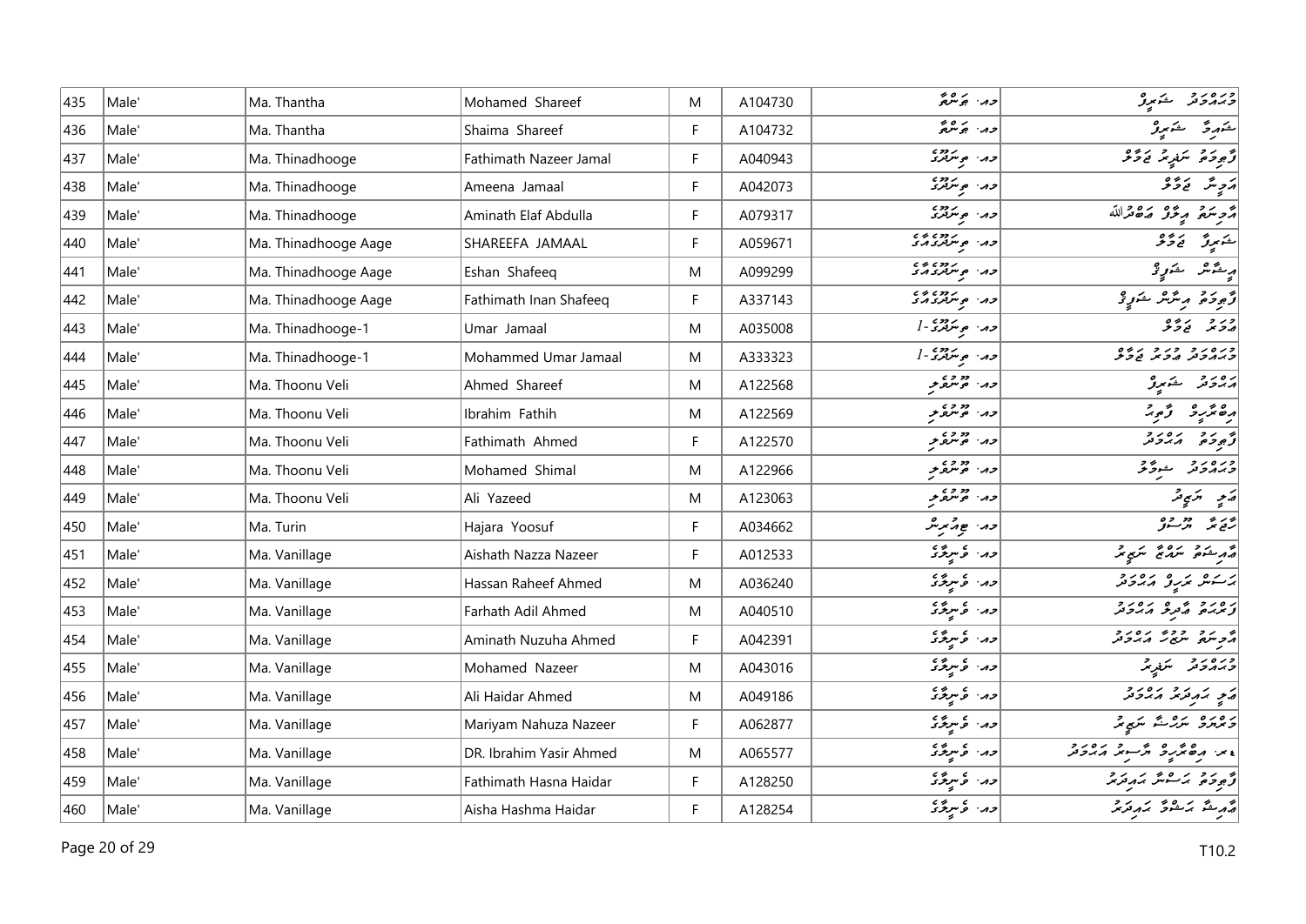| 435 | Male' | Ma. Thantha | Mohamed Shareef | M | A104730 | މއ. ތަންތާ | މުހައްމަދު ޝަރީފު |
|---|---|---|---|---|---|---|---|
| 436 | Male' | Ma. Thantha | Shaima Shareef | F | A104732 | މއ. ތަންތާ | ޝައިމާ ޝަރީފު |
| 437 | Male' | Ma. Thinadhooge | Fathimath Nazeer Jamal | F | A040943 | މއ. ތިނަދޫގެ | ފާތިމަތު ނަޒީރު ޖަމާލު |
| 438 | Male' | Ma. Thinadhooge | Ameena Jamaal | F | A042073 | މއ. ތިނަދޫގެ | އަމީނާ ޖަމާލު |
| 439 | Male' | Ma. Thinadhooge | Aminath Elaf Abdulla | F | A079317 | މއ. ތިނަދޫގެ | އާމިނަތު އިލާފު އަބްދުﷲ |
| 440 | Male' | Ma. Thinadhooge Aage | SHAREEFA JAMAAL | F | A059671 | މއ. ތިނަދޫގެއާގެ | ޝަރީފާ ޖަމާލު |
| 441 | Male' | Ma. Thinadhooge Aage | Eshan Shafeeq | M | A099299 | މއ. ތިނަދޫގެއާގެ | އިޝާން ޝަފީޤު |
| 442 | Male' | Ma. Thinadhooge Aage | Fathimath Inan Shafeeq | F | A337143 | މއ. ތިނަދޫގެއާގެ | ފާތިމަތު އިނާން ޝަފީޤު |
| 443 | Male' | Ma. Thinadhooge-1 | Umar Jamaal | M | A035008 | މއ. ތިނަދޫގެ-1 | ޢުމަރު ޖަމާލު |
| 444 | Male' | Ma. Thinadhooge-1 | Mohammed Umar Jamaal | M | A333323 | މއ. ތިނަދޫގެ-1 | މުހައްމަދު ޢުމަރު ޖަމާލު |
| 445 | Male' | Ma. Thoonu Veli | Ahmed Shareef | M | A122568 | މއ. ތޫނުވެލި | އަހުމަދު ޝަރީފު |
| 446 | Male' | Ma. Thoonu Veli | Ibrahim Fathih | M | A122569 | މއ. ތޫނުވެލި | އިބްރާހީމް ފާތިހު |
| 447 | Male' | Ma. Thoonu Veli | Fathimath Ahmed | F | A122570 | މއ. ތޫނުވެލި | ފާތިމަތު އަހުމަދު |
| 448 | Male' | Ma. Thoonu Veli | Mohamed Shimal | M | A122966 | މއ. ތޫނުވެލި | މުހައްމަދު ޝިމާލު |
| 449 | Male' | Ma. Thoonu Veli | Ali Yazeed | M | A123063 | މއ. ތޫނުވެލި | އަލި ޔަޒީދު |
| 450 | Male' | Ma. Turin | Hajara Yoosuf | F | A034662 | މއ. ޓިއުރިން | ހާޖަރާ ޔޫސުފު |
| 451 | Male' | Ma. Vanillage | Aishath Nazza Nazeer | F | A012533 | މއ. ވެނިލާޖު | އައިޝަތު ނައްޒާ ނަޒީރު |
| 452 | Male' | Ma. Vanillage | Hassan Raheef Ahmed | M | A036240 | މއ. ވެނިލާޖު | ހަސަން ރަހީފު އަހުމަދު |
| 453 | Male' | Ma. Vanillage | Farhath Adil Ahmed | M | A040510 | މއ. ވެނިލާޖު | ފަރުހަތު އާދިލް އަހުމަދު |
| 454 | Male' | Ma. Vanillage | Aminath Nuzuha Ahmed | F | A042391 | މއ. ވެނިލާޖު | އާމިނަތު ނުޒުހާ އަހުމަދު |
| 455 | Male' | Ma. Vanillage | Mohamed Nazeer | M | A043016 | މއ. ވެނިލާޖު | މުހައްމަދު ނަޒީރު |
| 456 | Male' | Ma. Vanillage | Ali Haidar Ahmed | M | A049186 | މއ. ވެނިލާޖު | އަލި ހައިދަރު އަހުމަދު |
| 457 | Male' | Ma. Vanillage | Mariyam Nahuza Nazeer | F | A062877 | މއ. ވެނިލާޖު | މަރިޔަމް ނަހުޒާ ނަޒީރު |
| 458 | Male' | Ma. Vanillage | DR. Ibrahim Yasir Ahmed | M | A065577 | މއ. ވެނިލާޖު | ޑރ. އިބްރާހީމް ޔާސިރު އަހުމަދު |
| 459 | Male' | Ma. Vanillage | Fathimath Hasna Haidar | F | A128250 | މއ. ވެނިލާޖު | ފާތިމަތު ހަސްނާ ހައިދަރު |
| 460 | Male' | Ma. Vanillage | Aisha Hashma Haidar | F | A128254 | މއ. ވެނިލާޖު | އާއިޝާ ހަޝްމާ ހައިދަރު |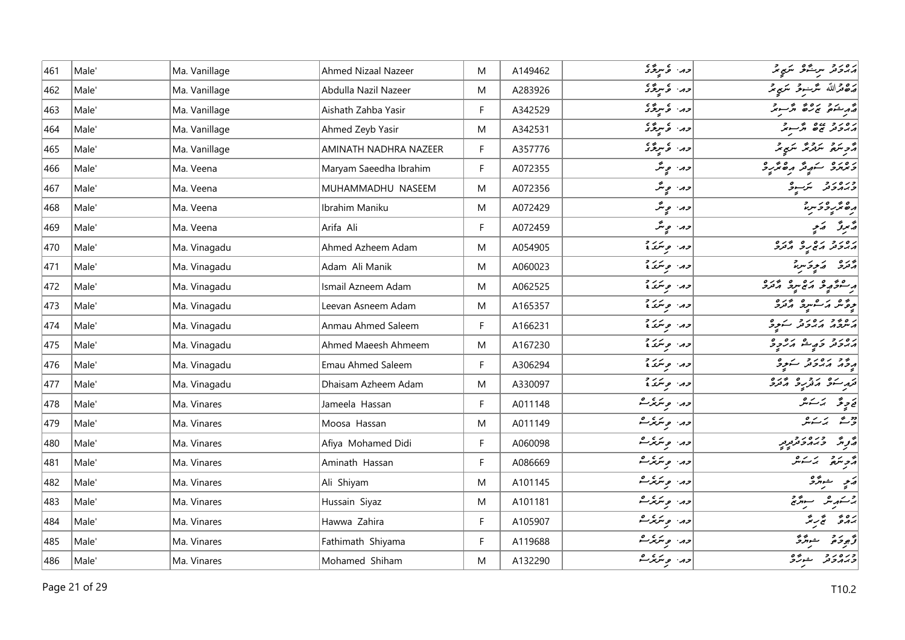| 461 | Male' | Ma. Vanillage | Ahmed Nizaal Nazeer | M | A149462 | މއ. ވެނިލާޖް | އަހުމަދު ނިޒާލް ނަޒީރު |
|---|---|---|---|---|---|---|---|
| 462 | Male' | Ma. Vanillage | Abdulla Nazil Nazeer | M | A283926 | މއ. ވެނިލާޖް | އަބްދުﷲ ނާޒިލް ނަޒީރު |
| 463 | Male' | Ma. Vanillage | Aishath Zahba Yasir | F | A342529 | މއ. ވެނިލާޖް | އާއިޝަތު ޒަހްބާ ޔާސިރު |
| 464 | Male' | Ma. Vanillage | Ahmed Zeyb Yasir | M | A342531 | މއ. ވެނިލާޖް | އަހުމަދު ޒޭބް ޔާސިރު |
| 465 | Male' | Ma. Vanillage | AMINATH NADHRA NAZEER | F | A357776 | މއ. ވެނިލާޖް | އާމިނަތު ނަދްރާ ނަޒީރު |
| 466 | Male' | Ma. Veena | Maryam Saeedha Ibrahim | F | A072355 | މއ. ވީނާ | މަރިޔަމް ސައީދާ އިބްރާހީމް |
| 467 | Male' | Ma. Veena | MUHAMMADHU NASEEM | M | A072356 | މއ. ވީނާ | މުހައްމަދު ނަސީމް |
| 468 | Male' | Ma. Veena | Ibrahim Maniku | M | A072429 | މއ. ވީނާ | އިބްރާހީމްމަނިކު |
| 469 | Male' | Ma. Veena | Arifa Ali | F | A072459 | މއ. ވީނާ | އާރިފާ އަލި |
| 470 | Male' | Ma. Vinagadu | Ahmed Azheem Adam | M | A054905 | މއ. ވިނަގަދު | އަހުމަދު އަޒްހީމް އާދަމް |
| 471 | Male' | Ma. Vinagadu | Adam Ali Manik | M | A060023 | މއ. ވިނަގަދު | އާދަމް އަލިމަނިކު |
| 472 | Male' | Ma. Vinagadu | Ismail Azneem Adam | M | A062525 | މއ. ވިނަގަދު | އިސްމާއިލް އަޒްނީމް އާދަމް |
| 473 | Male' | Ma. Vinagadu | Leevan Asneem Adam | M | A165357 | މއ. ވިނަގަދު | ލީވާން އަސްނީމް އާދަމް |
| 474 | Male' | Ma. Vinagadu | Anmau Ahmed Saleem | F | A166231 | މއ. ވިނަގަދު | އަންމައު އަހުމަދު ސަލީމް |
| 475 | Male' | Ma. Vinagadu | Ahmed Maeesh Ahmeem | M | A167230 | މއ. ވިނަގަދު | އަހުމަދު މައީޝް އަހްމީމް |
| 476 | Male' | Ma. Vinagadu | Emau Ahmed Saleem | F | A306294 | މއ. ވިނަގަދު | އީމައު އަހުމަދު ސަލީމް |
| 477 | Male' | Ma. Vinagadu | Dhaisam Azheem Adam | M | A330097 | މއ. ވިނަގަދު | ދައިސަމް އަޒްހީމް އާދަމް |
| 478 | Male' | Ma. Vinares | Jameela Hassan | F | A011148 | މއ. ވިނަރެސް | ޖަމީލާ ހަސަން |
| 479 | Male' | Ma. Vinares | Moosa Hassan | M | A011149 | މއ. ވިނަރެސް | މޫސާ ހަސަން |
| 480 | Male' | Ma. Vinares | Afiya Mohamed Didi | F | A060098 | މއ. ވިނަރެސް | އާފިޔާ މުހައްމަދުދީދީ |
| 481 | Male' | Ma. Vinares | Aminath Hassan | F | A086669 | މއ. ވިނަރެސް | އާމިނަތު ހަސަން |
| 482 | Male' | Ma. Vinares | Ali Shiyam | M | A101145 | މއ. ވިނަރެސް | އަލި ޝިޔާމް |
| 483 | Male' | Ma. Vinares | Hussain Siyaz | M | A101181 | މއ. ވިނަރެސް | ހުސައިން ސިޔާޒް |
| 484 | Male' | Ma. Vinares | Hawwa Zahira | F | A105907 | މއ. ވިނަރެސް | ހައްވާ ޒާހިރާ |
| 485 | Male' | Ma. Vinares | Fathimath Shiyama | F | A119688 | މއ. ވިނަރެސް | ފާތިމަތު ޝިޔާމާ |
| 486 | Male' | Ma. Vinares | Mohamed Shiham | M | A132290 | މއ. ވިނަރެސް | މުހައްމަދު ޝިހާމް |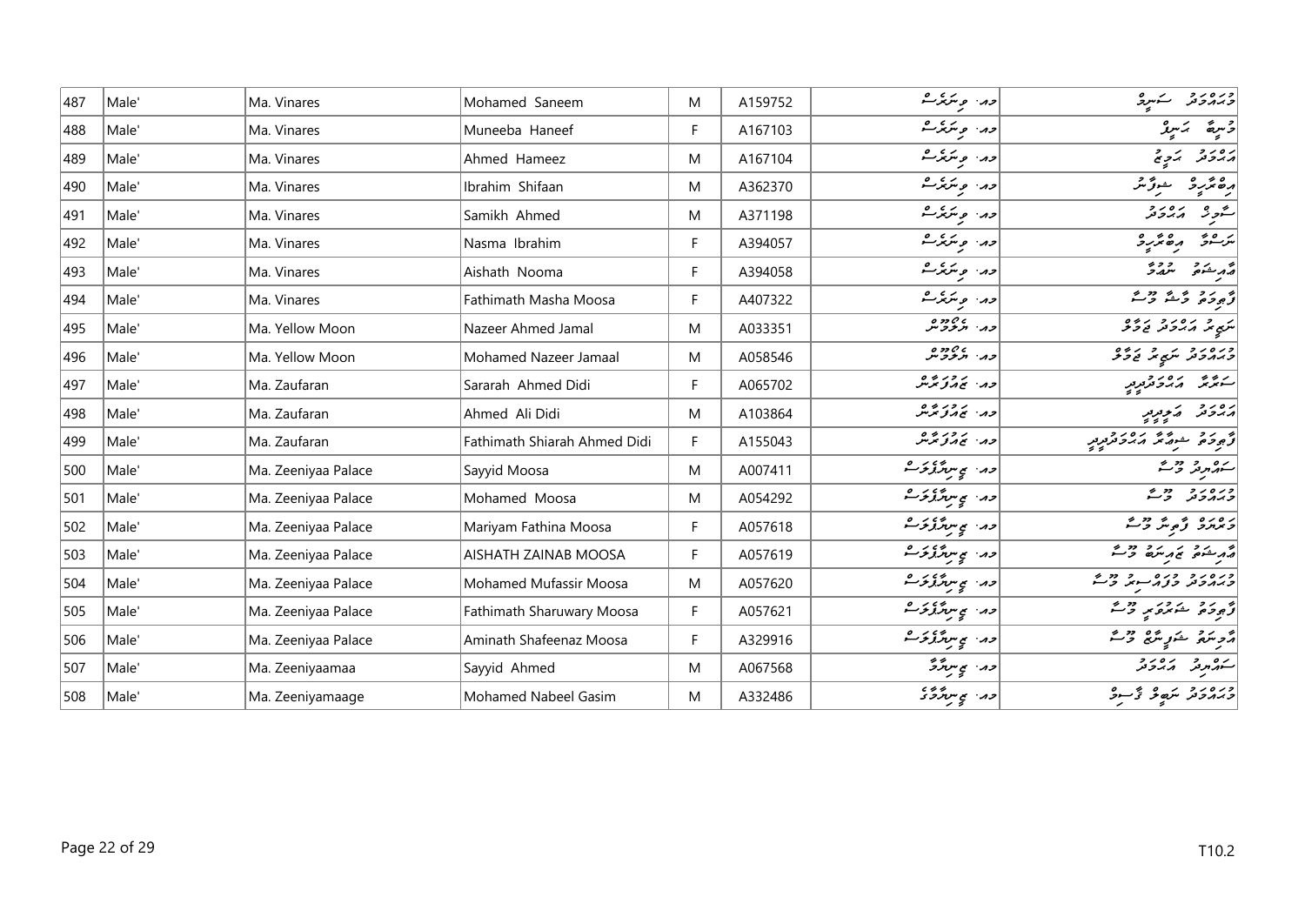| 487 | Male' | Ma. Vinares | Mohamed Saneem | M | A159752 | މއ. ވިނަރެސް | މުހައްމަދު ސަނީމް |
|---|---|---|---|---|---|---|---|
| 488 | Male' | Ma. Vinares | Muneeba Haneef | F | A167103 | މއ. ވިނަރެސް | މުނީބާ ހަނީފް |
| 489 | Male' | Ma. Vinares | Ahmed Hameez | M | A167104 | މއ. ވިނަރެސް | އަހުމަދު ހަމީޒް |
| 490 | Male' | Ma. Vinares | Ibrahim Shifaan | M | A362370 | މއ. ވިނަރެސް | އިބްރާހިމް ޝިފާން |
| 491 | Male' | Ma. Vinares | Samikh Ahmed | M | A371198 | މއ. ވިނަރެސް | ސާމިހް އަހުމަދު |
| 492 | Male' | Ma. Vinares | Nasma Ibrahim | F | A394057 | މއ. ވިނަރެސް | ނަސްމާ އިބްރާހިމް |
| 493 | Male' | Ma. Vinares | Aishath Nooma | F | A394058 | މއ. ވިނަރެސް | އައިޝަތު ނޫމާ |
| 494 | Male' | Ma. Vinares | Fathimath Masha Moosa | F | A407322 | މއ. ވިނަރެސް | ފާތިމަތު މާޝާ މޫސާ |
| 495 | Male' | Ma. Yellow Moon | Nazeer Ahmed Jamal | M | A033351 | މއ. ޔެލޯމޫން | ނަޒީރު އަހުމަދު ޖަމާލު |
| 496 | Male' | Ma. Yellow Moon | Mohamed Nazeer Jamaal | M | A058546 | މއ. ޔެލޯމޫން | މުހައްމަދު ނަޒީރު ޖަމާލު |
| 497 | Male' | Ma. Zaufaran | Sararah Ahmed Didi | F | A065702 | މއ. ޒައުފަރާން | ސަރާރާ އަހުމަދުދީދީ |
| 498 | Male' | Ma. Zaufaran | Ahmed Ali Didi | M | A103864 | މއ. ޒައުފަރާން | އަހުމަދު އަލިދީދީ |
| 499 | Male' | Ma. Zaufaran | Fathimath Shiarah Ahmed Didi | F | A155043 | މއ. ޒައުފަރާން | ފާތިމަތު ޝިއާރާ އަހުމަދުދީދީ |
| 500 | Male' | Ma. Zeeniyaa Palace | Sayyid Moosa | M | A007411 | މއ. ޒީނިޔާޕެލަސް | ސައްޔިދު މޫސާ |
| 501 | Male' | Ma. Zeeniyaa Palace | Mohamed Moosa | M | A054292 | މއ. ޒީނިޔާޕެލަސް | މުހައްމަދު މޫސާ |
| 502 | Male' | Ma. Zeeniyaa Palace | Mariyam Fathina Moosa | F | A057618 | މއ. ޒީނިޔާޕެލަސް | މަރިޔަމް ފާތިނާ މޫސާ |
| 503 | Male' | Ma. Zeeniyaa Palace | AISHATH ZAINAB MOOSA | F | A057619 | މއ. ޒީނިޔާޕެލަސް | އައިޝަތު ޒައިނަބް މޫސާ |
| 504 | Male' | Ma. Zeeniyaa Palace | Mohamed Mufassir Moosa | M | A057620 | މއ. ޒީނިޔާޕެލަސް | މުހައްމަދު މުފައްސިރު މޫސާ |
| 505 | Male' | Ma. Zeeniyaa Palace | Fathimath Sharuwary Moosa | F | A057621 | މއ. ޒީނިޔާޕެލަސް | ފާތިމަތު ޝަރުވަރީ މޫސާ |
| 506 | Male' | Ma. Zeeniyaa Palace | Aminath Shafeenaz Moosa | F | A329916 | މއ. ޒީނިޔާޕެލަސް | އާމިނަތު ޝަފީނާޒް މޫސާ |
| 507 | Male' | Ma. Zeeniyaamaa | Sayyid Ahmed | M | A067568 | މއ. ޒީނިޔާމާ | ސައްޔިދު އަހުމަދު |
| 508 | Male' | Ma. Zeeniyamaage | Mohamed Nabeel Gasim | M | A332486 | މއ. ޒީނިޔާމާގެ | މުހައްމަދު ނަބީލް ގާސިމް |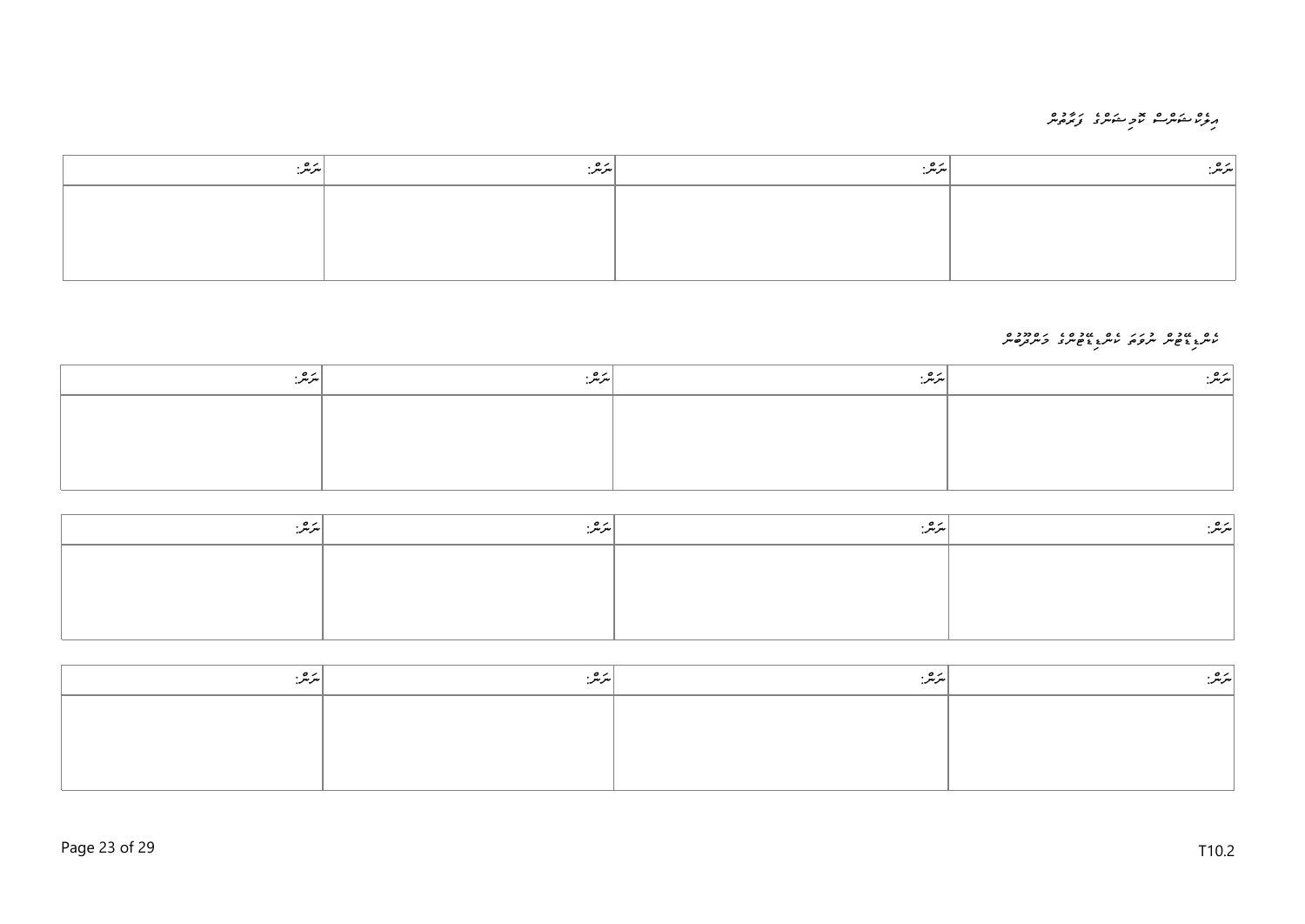ޢިލްމީ ސަނަދު ހާޞިލްކުރި ފަރާތުގެ މަޢުލޫމާތު

| ނަން: | ނަން: | ނަން: | ނަން: |
|---|---|---|---|
| | | | |

ކުރިން ވަޒީފާ އަދާކުރި ތަންތަނުގެ މަޢުލޫމާތު

| ނަން: | ނަން: | ނަން: | ނަން: |
|---|---|---|---|
| | | | |

| ނަން: | ނަން: | ނަން: | ނަން: |
|---|---|---|---|
| | | | |

| ނަން: | ނަން: | ނަން: | ނަން: |
|---|---|---|---|
| | | | |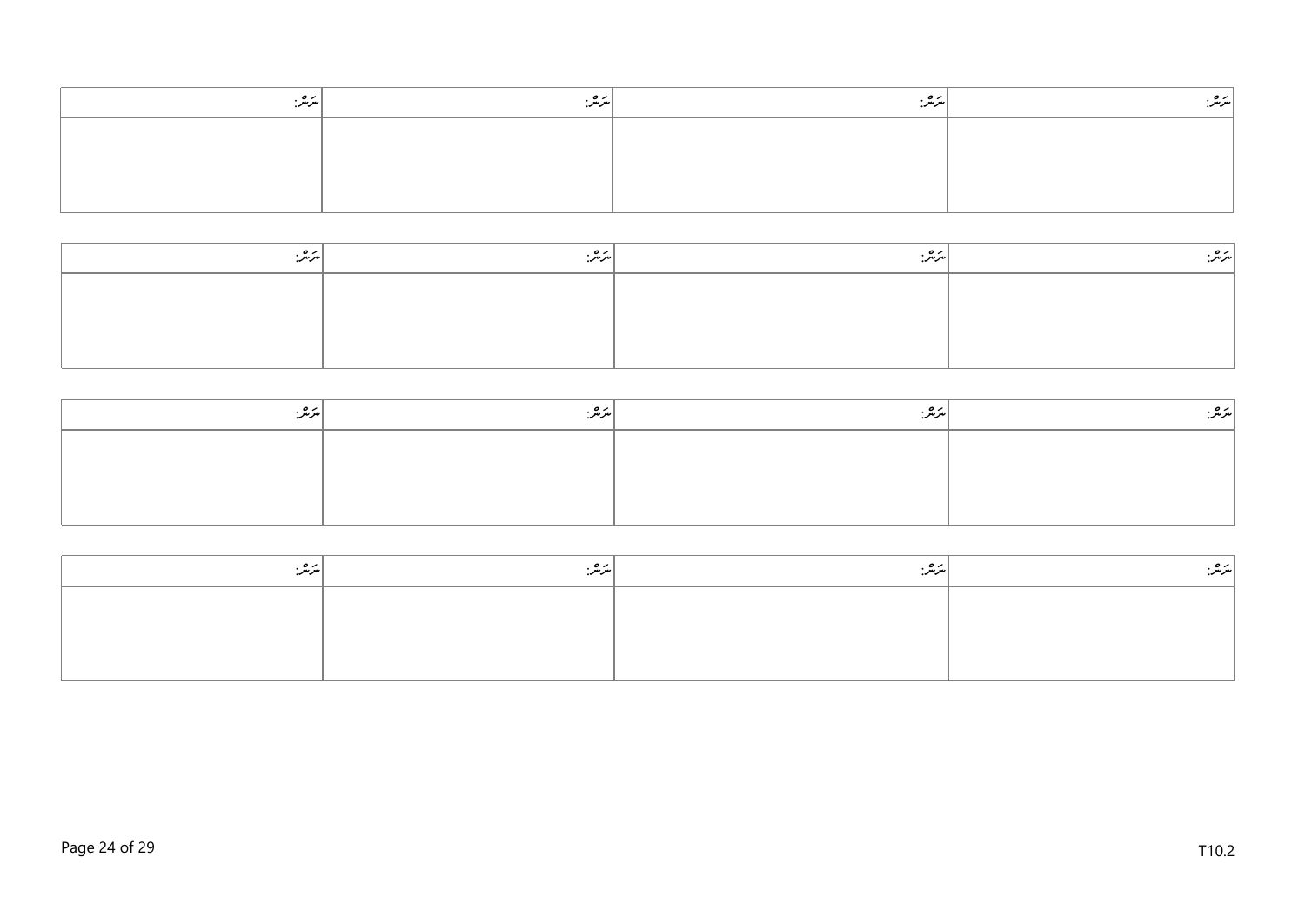| ނަރުދ: | ނަރުދ: | ނަރުދ: | ނަރުދ: |
| --- | --- | --- | --- |
| | | | |

| ނަރުދ: | ނަރުދ: | ނަރުދ: | ނަރުދ: |
| --- | --- | --- | --- |
| | | | |

| ނަރުދ: | ނަރުދ: | ނަރުދ: | ނަރުދ: |
| --- | --- | --- | --- |
| | | | |

| ނަރުދ: | ނަރުދ: | ނަރުދ: | ނަރުދ: |
| --- | --- | --- | --- |
| | | | |

T10.2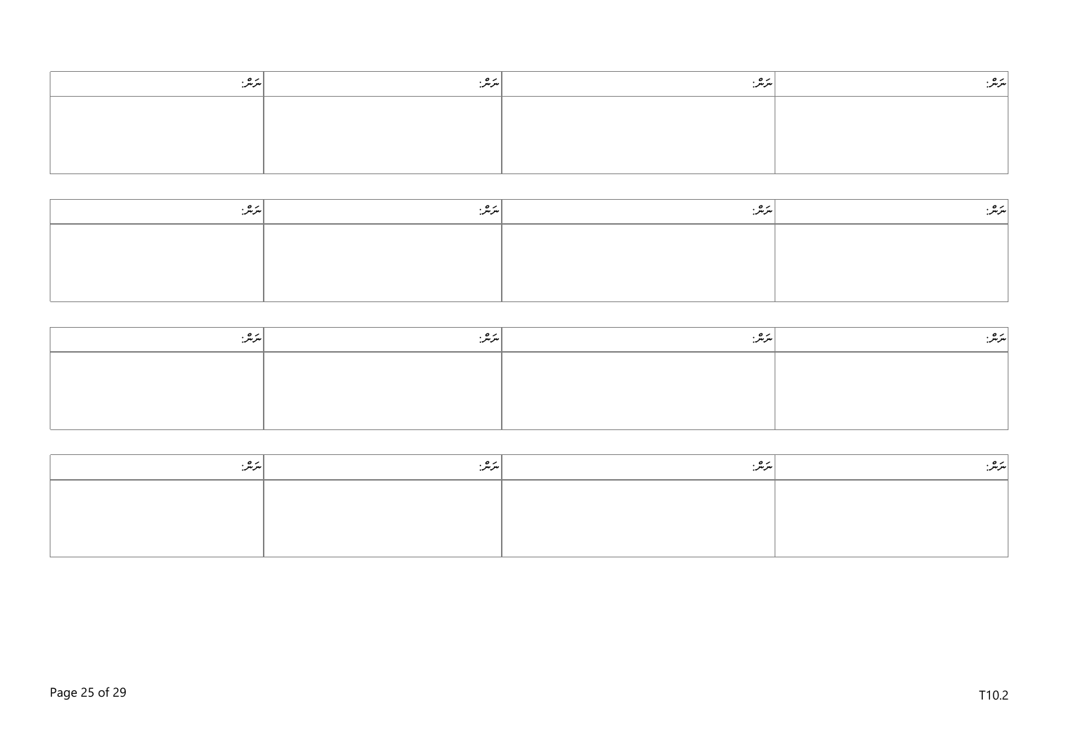| ނަންބަރު: | ނަންބަރު: | ނަންބަރު: | ނަންބަރު: |
|---|---|---|---|
| | | | |

| ނަންބަރު: | ނަންބަރު: | ނަންބަރު: | ނަންބަރު: |
|---|---|---|---|
| | | | |

| ނަންބަރު: | ނަންބަރު: | ނަންބަރު: | ނަންބަރު: |
|---|---|---|---|
| | | | |

| ނަންބަރު: | ނަންބަރު: | ނަންބަރު: | ނަންބަރު: |
|---|---|---|---|
| | | | |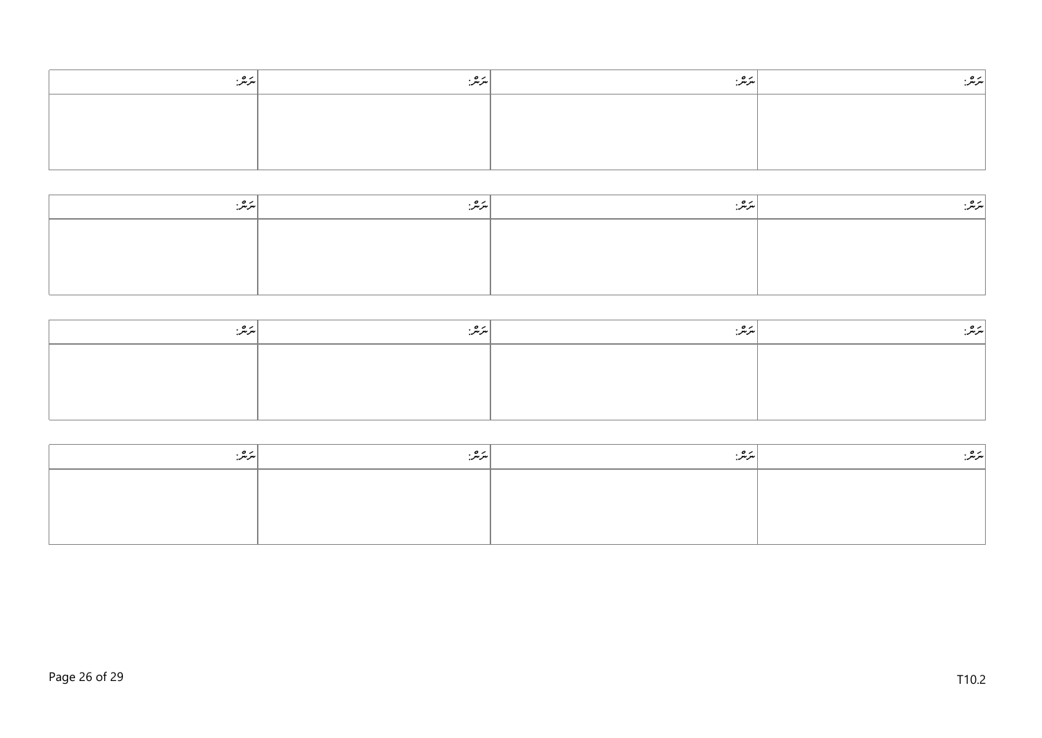| ނަރުދ: | ނަރުދ: | ނަރުދ: | ނަރުދ: |
|---|---|---|---|
| | | | |

| ނަރުދ: | ނަރުދ: | ނަރުދ: | ނަރުދ: |
|---|---|---|---|
| | | | |

| ނަރުދ: | ނަރުދ: | ނަރުދ: | ނަރުދ: |
|---|---|---|---|
| | | | |

| ނަރުދ: | ނަރުދ: | ނަރުދ: | ނަރުދ: |
|---|---|---|---|
| | | | |

T10.2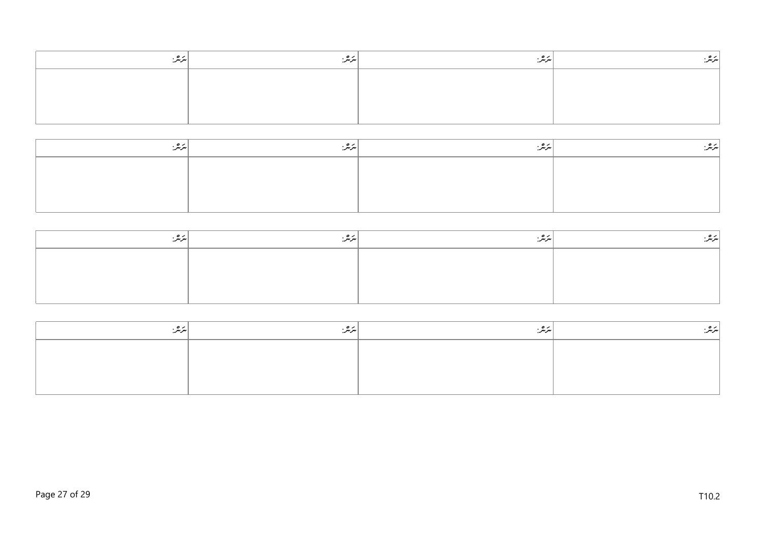| ނަރުދ: | ނަރުދ: | ނަރުދ: | ނަރުދ: |
| --- | --- | --- | --- |
| | | | |

| ނަރުދ: | ނަރުދ: | ނަރުދ: | ނަރުދ: |
| --- | --- | --- | --- |
| | | | |

| ނަރުދ: | ނަރުދ: | ނަރުދ: | ނަރުދ: |
| --- | --- | --- | --- |
| | | | |

| ނަރުދ: | ނަރުދ: | ނަރުދ: | ނަރުދ: |
| --- | --- | --- | --- |
| | | | |

T10.2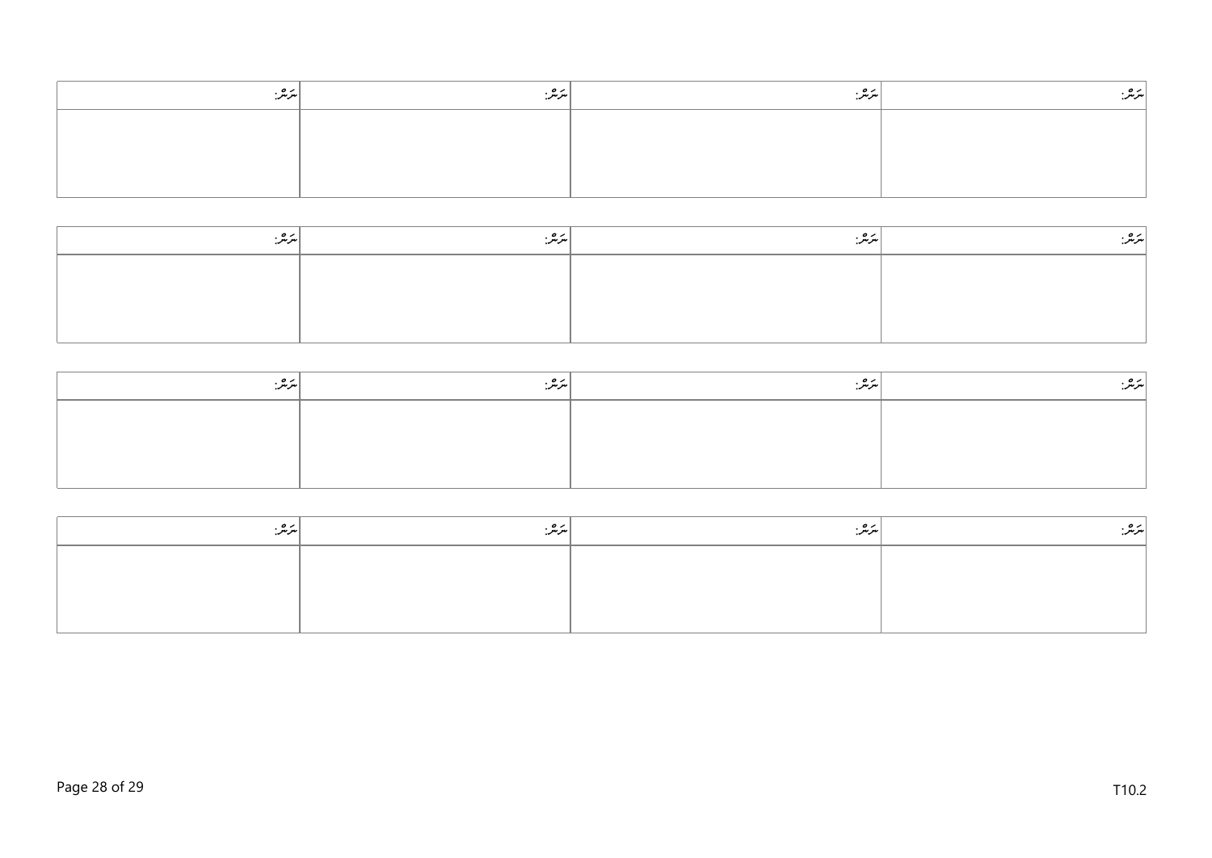| ނަރުދ: | ނަރުދ: | ނަރުދ: | ނަރުދ: |
| --- | --- | --- | --- |
| | | | |

| ނަރުދ: | ނަރުދ: | ނަރުދ: | ނަރުދ: |
| --- | --- | --- | --- |
| | | | |

| ނަރުދ: | ނަރުދ: | ނަރުދ: | ނަރުދ: |
| --- | --- | --- | --- |
| | | | |

| ނަރުދ: | ނަރުދ: | ނަރުދ: | ނަރުދ: |
| --- | --- | --- | --- |
| | | | |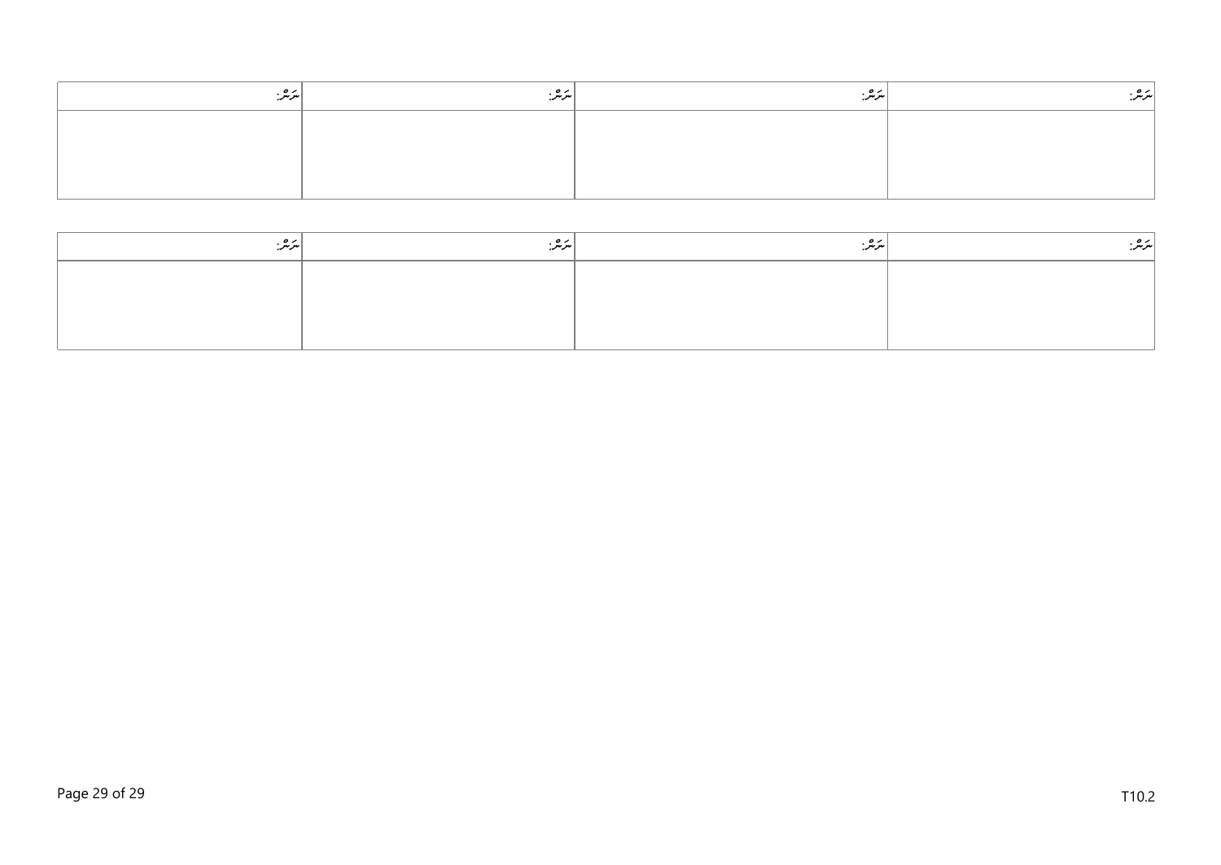| ނަރުދ: | ނަރުދ: | ނަރުދ: | ނަރުދ: |
| --- | --- | --- | --- |
| | | | |

| ނަރުދ: | ނަރުދ: | ނަރުދ: | ނަރުދ: |
| --- | --- | --- | --- |
| | | | |

T10.2